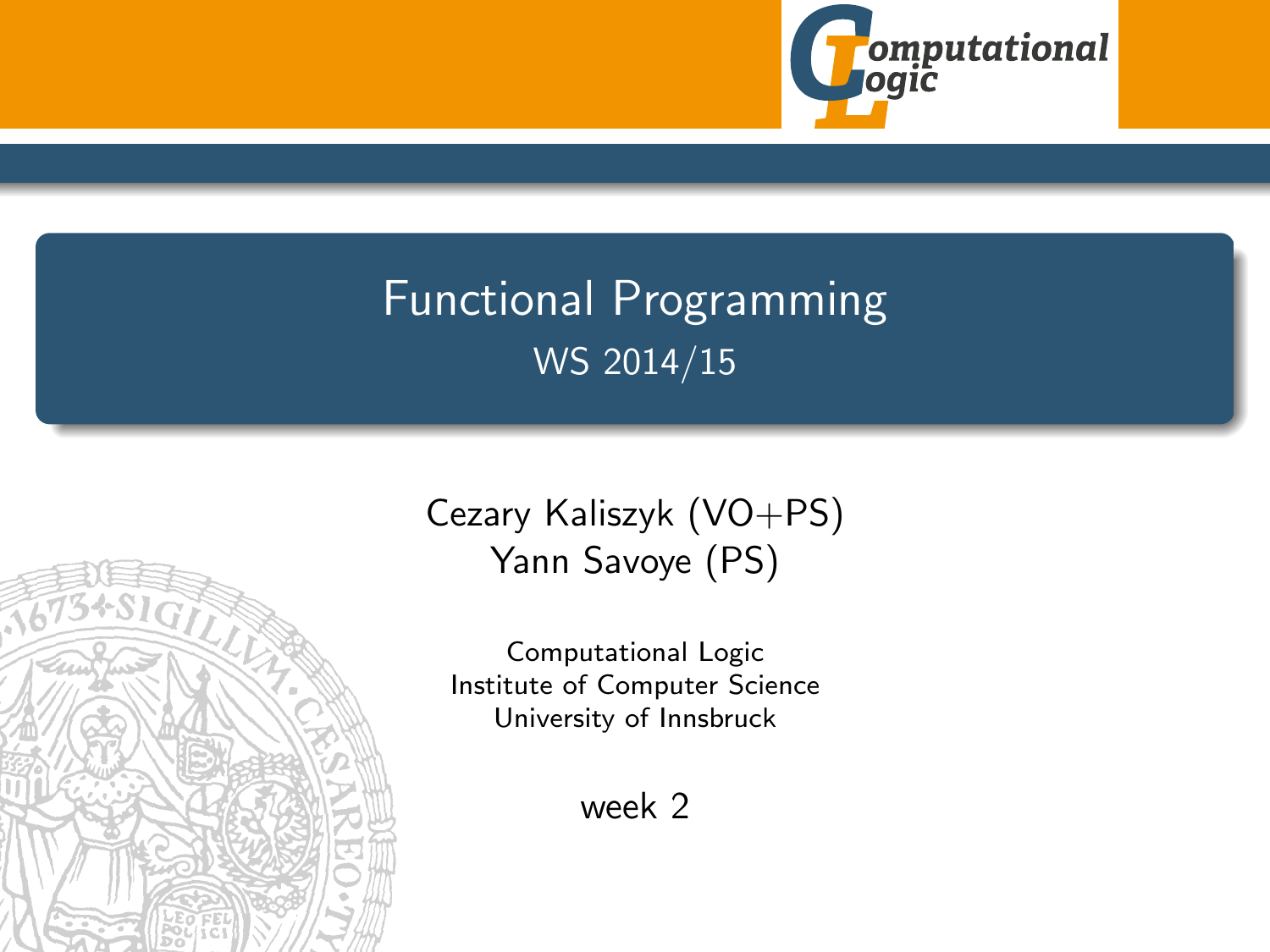# Functional Programming

WS 2014/15

Cezary Kaliszyk (VO+PS)
Yann Savoye (PS)

Computational Logic
Institute of Computer Science
University of Innsbruck

week 2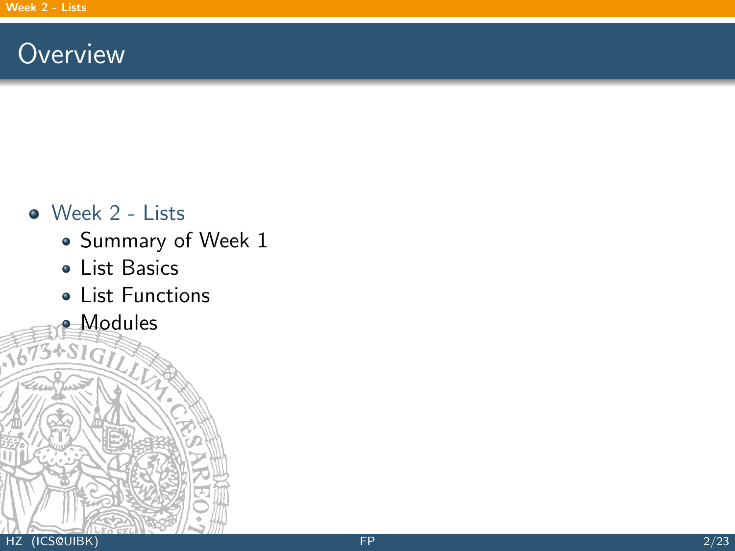# Overview

- Week 2 - Lists
  - Summary of Week 1
  - List Basics
  - List Functions
  - Modules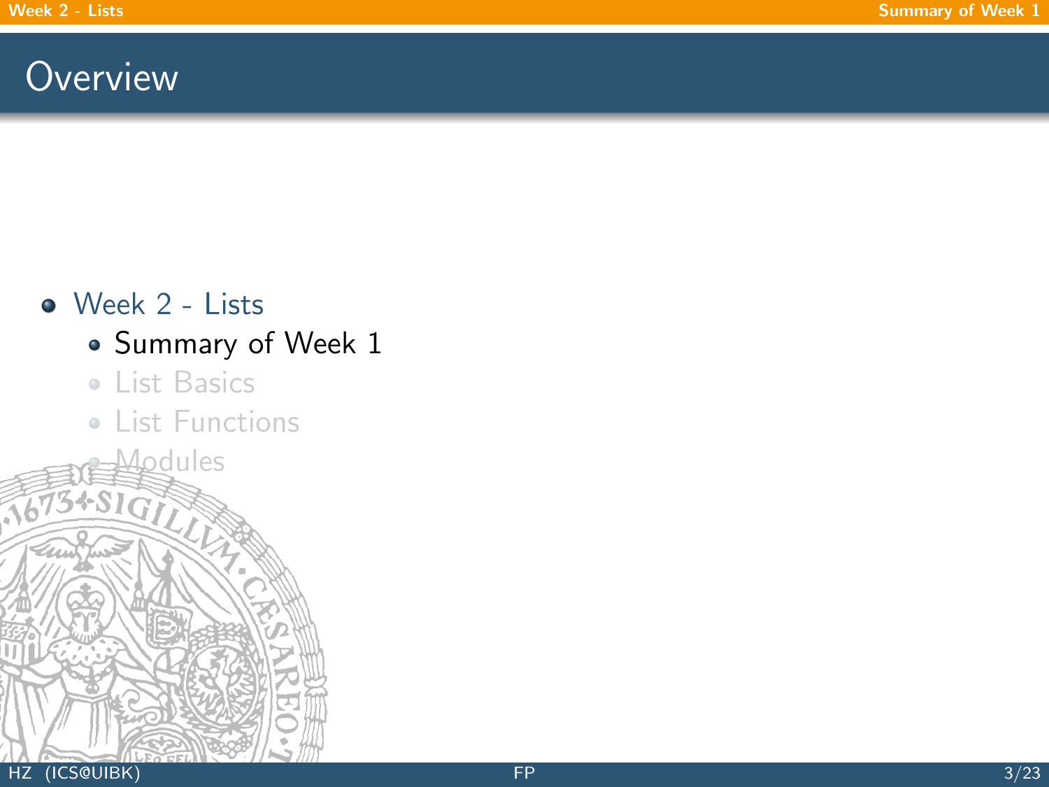# Overview

- Week 2 - Lists
  - Summary of Week 1
  - List Basics
  - List Functions
  - Modules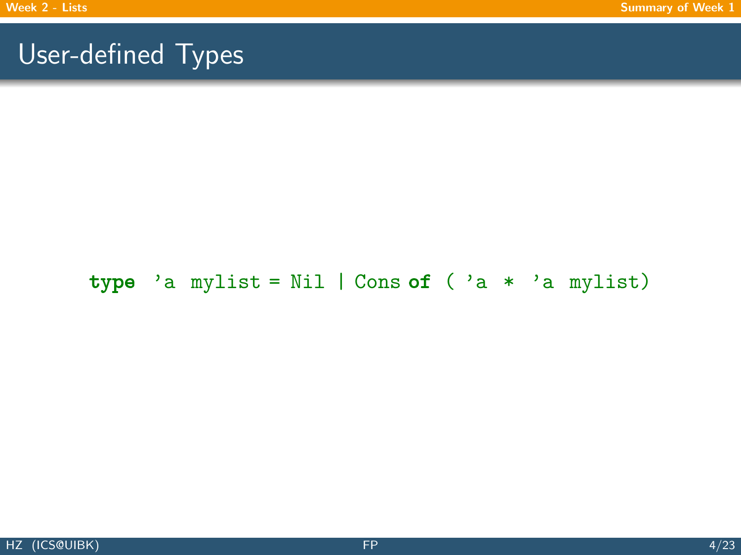# User-defined Types

```
type 'a mylist = Nil | Cons of ( 'a * 'a mylist)
```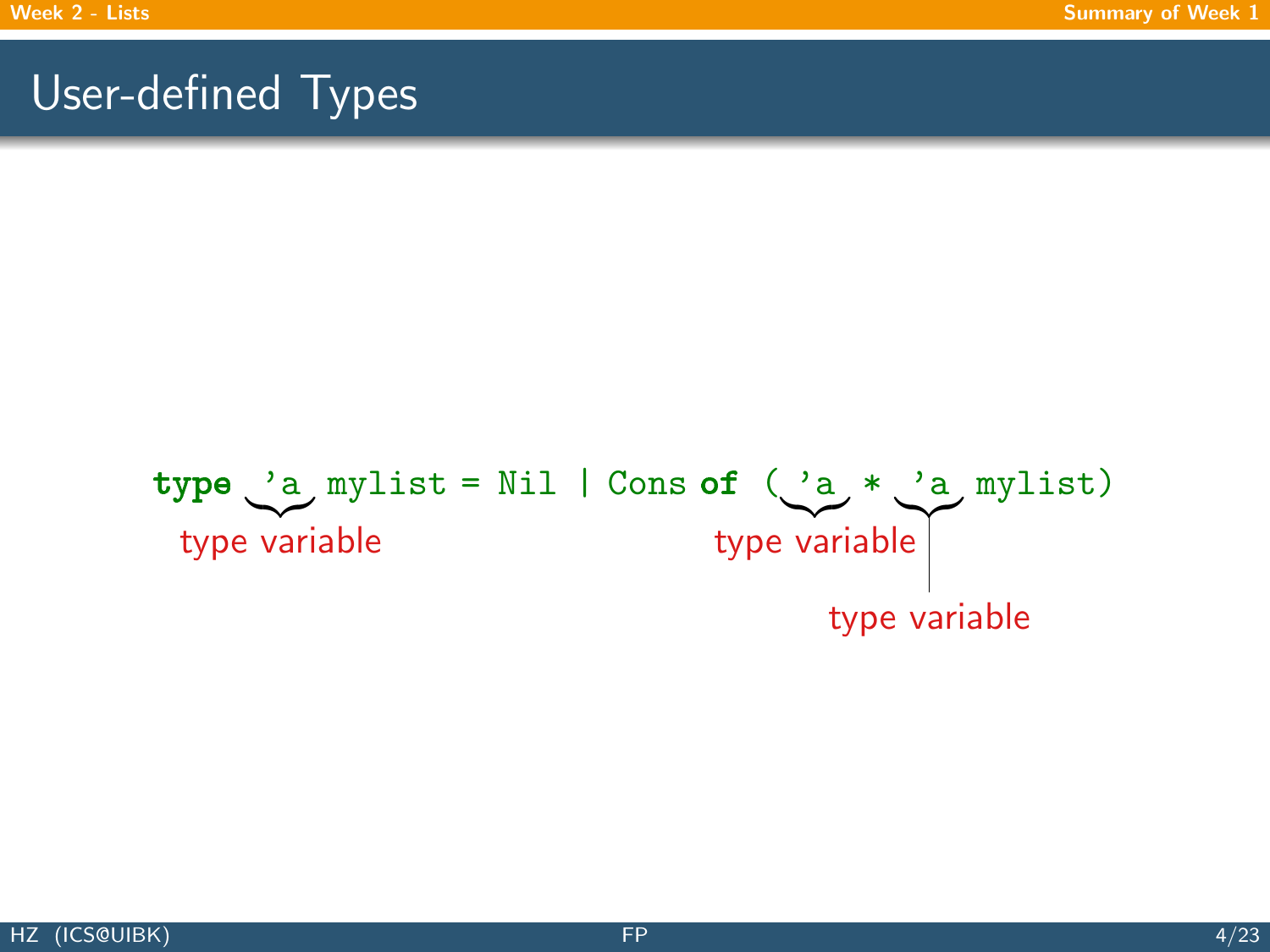# User-defined Types

```
type 'a mylist = Nil | Cons of ('a * 'a mylist)
```

- `'a` (after `type`): type variable
- `'a` (first component of the tuple): type variable
- `'a` (in `'a mylist`): type variable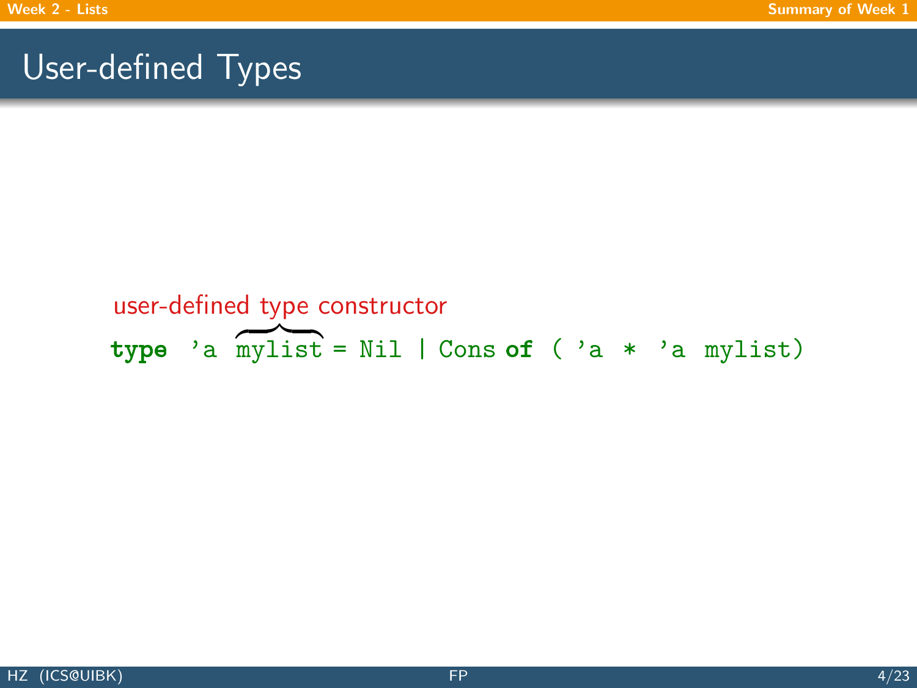# User-defined Types

user-defined type constructor

```
type 'a mylist = Nil | Cons of ( 'a * 'a mylist)
```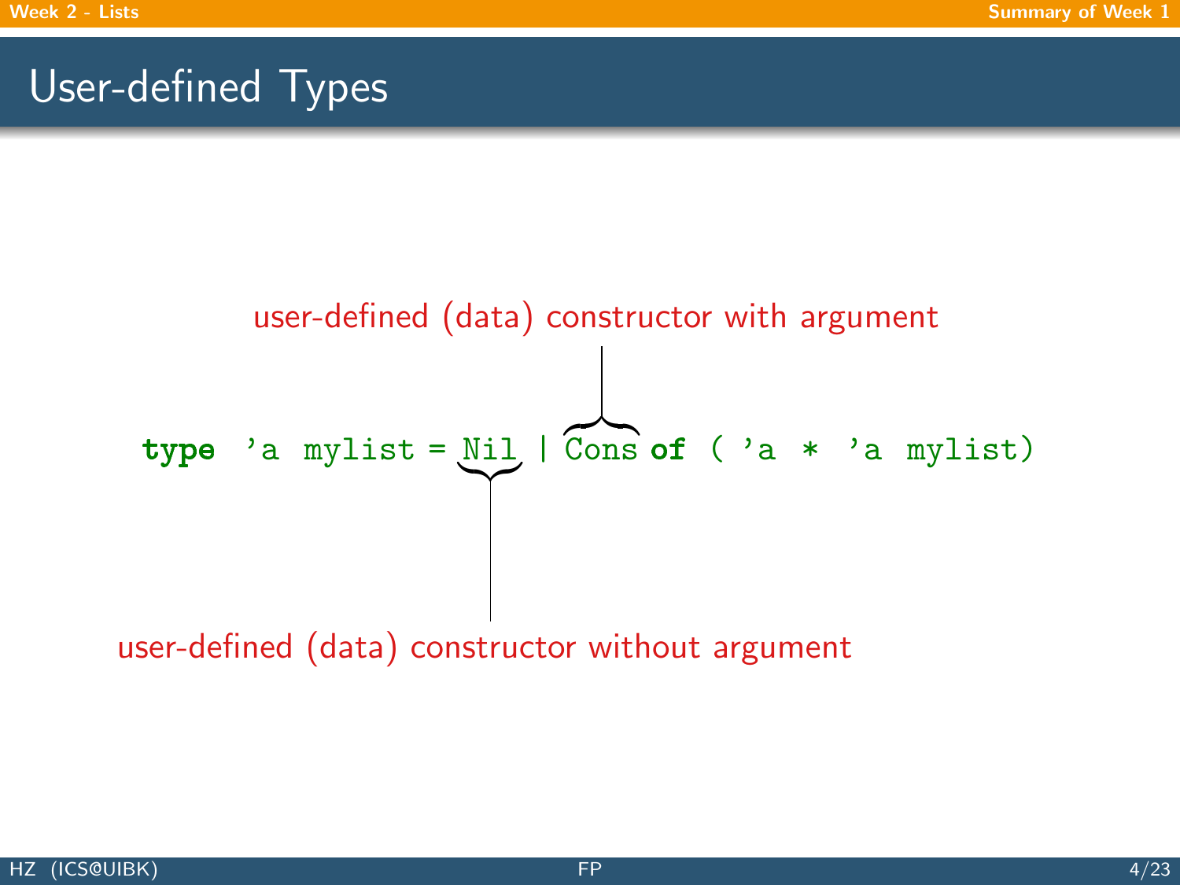# User-defined Types

user-defined (data) constructor with argument

```
type 'a mylist = Nil | Cons of ( 'a * 'a mylist)
```

user-defined (data) constructor without argument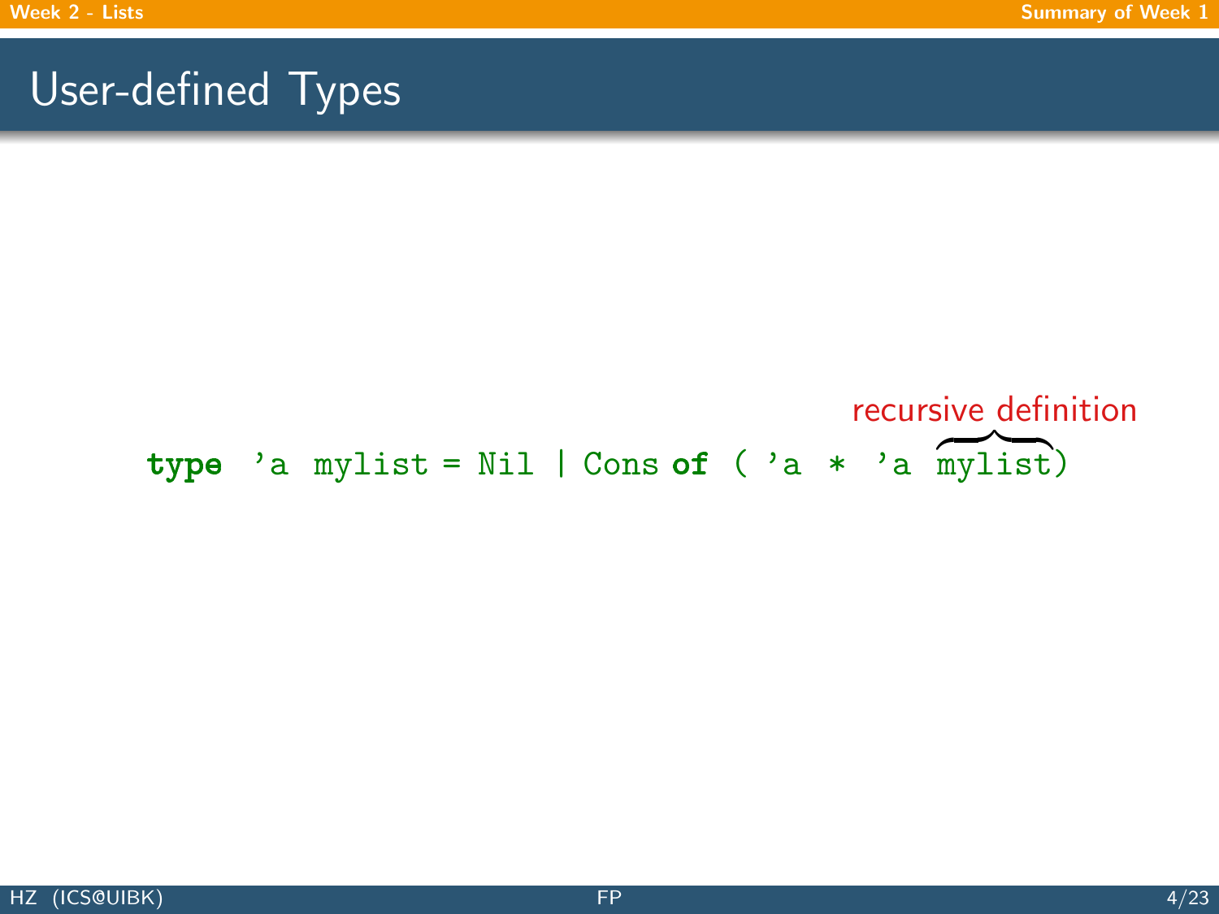## User-defined Types

recursive definition

```
type 'a mylist = Nil | Cons of ( 'a * 'a mylist)
```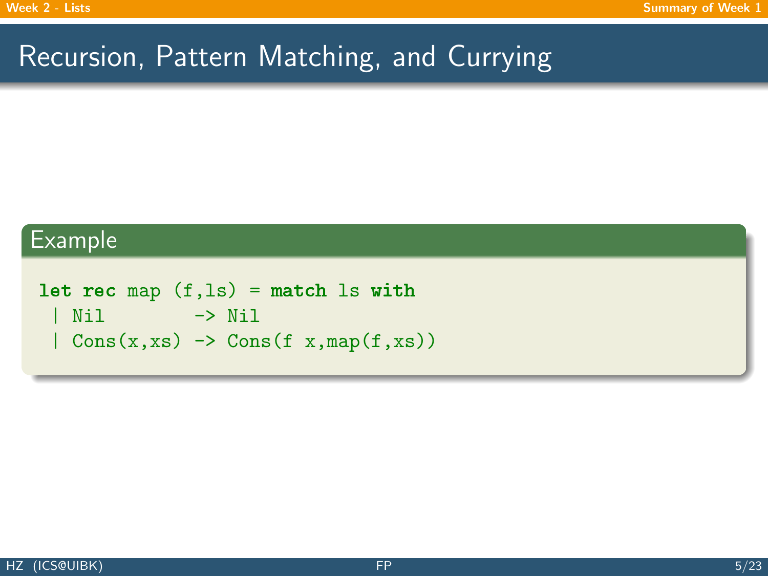# Recursion, Pattern Matching, and Currying

**Example**

```
let rec map (f,ls) = match ls with
 | Nil         -> Nil
 | Cons(x,xs) -> Cons(f x,map(f,xs))
```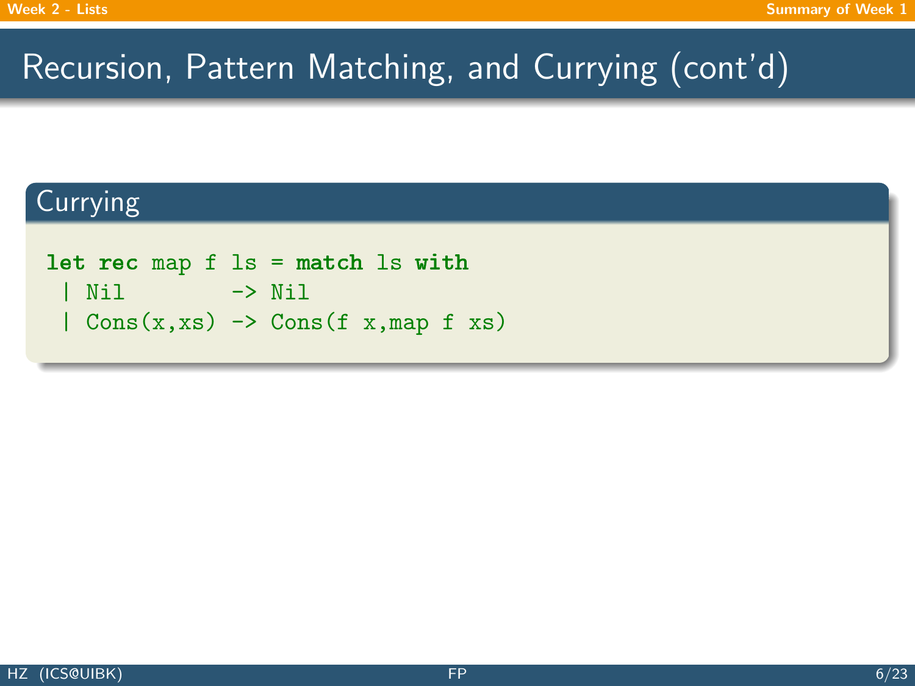# Recursion, Pattern Matching, and Currying (cont'd)

## Currying

```
let rec map f ls = match ls with
 | Nil         -> Nil
 | Cons(x,xs) -> Cons(f x,map f xs)
```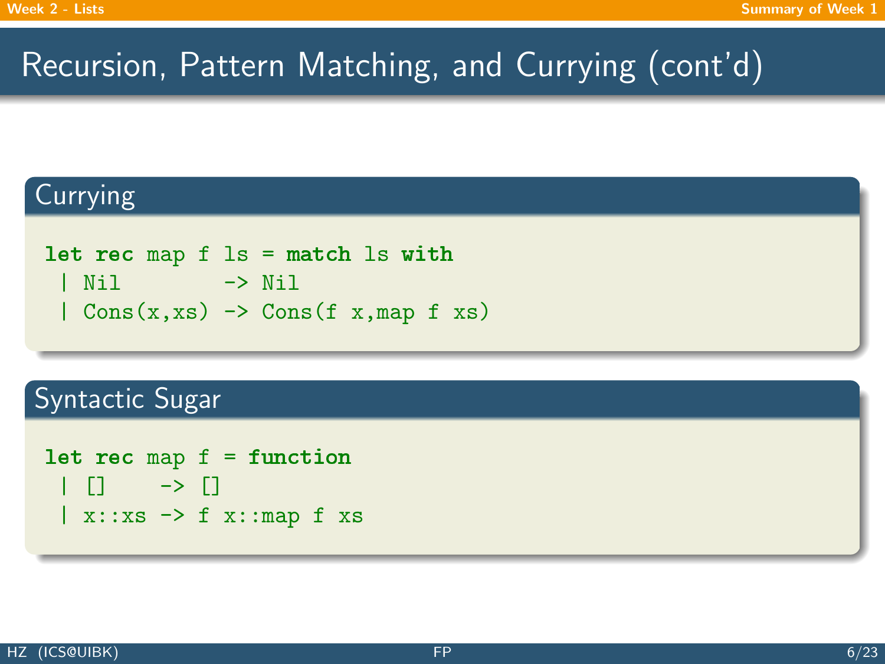# Recursion, Pattern Matching, and Currying (cont'd)

## Currying

```
let rec map f ls = match ls with
 | Nil         -> Nil
 | Cons(x,xs) -> Cons(f x,map f xs)
```

## Syntactic Sugar

```
let rec map f = function
 | []    -> []
 | x::xs -> f x::map f xs
```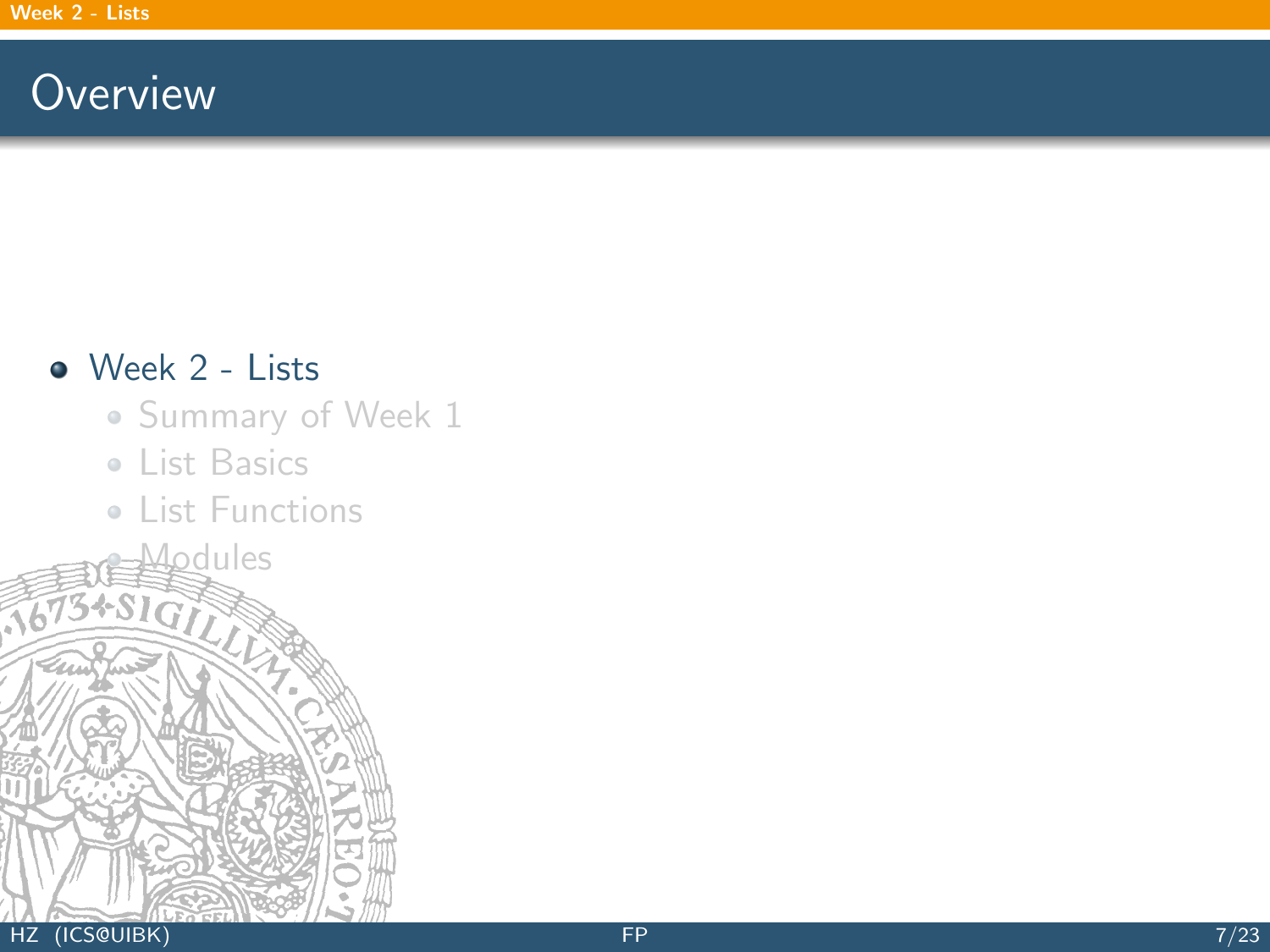# Overview

- Week 2 - Lists
  - Summary of Week 1
  - List Basics
  - List Functions
  - Modules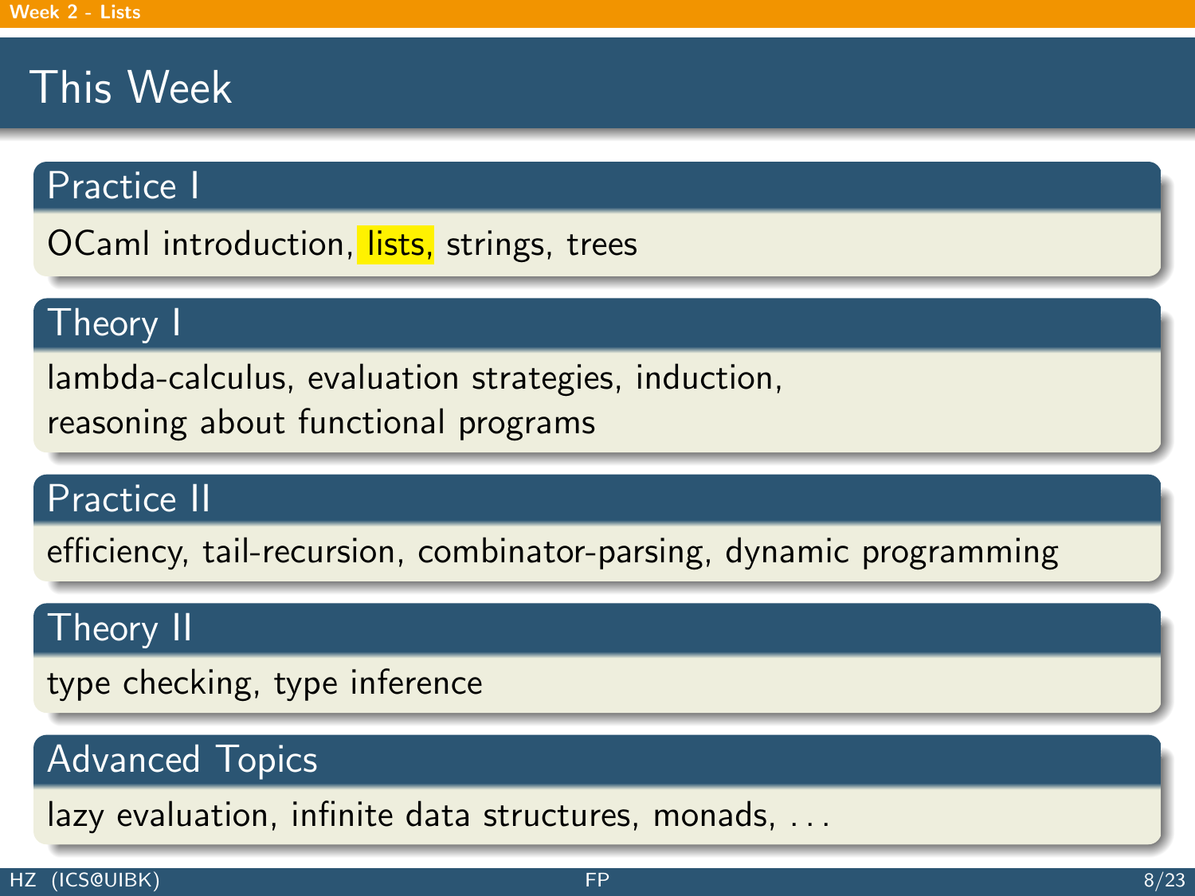# This Week

## Practice I

OCaml introduction, lists, strings, trees

## Theory I

lambda-calculus, evaluation strategies, induction,
reasoning about functional programs

## Practice II

efficiency, tail-recursion, combinator-parsing, dynamic programming

## Theory II

type checking, type inference

## Advanced Topics

lazy evaluation, infinite data structures, monads, . . .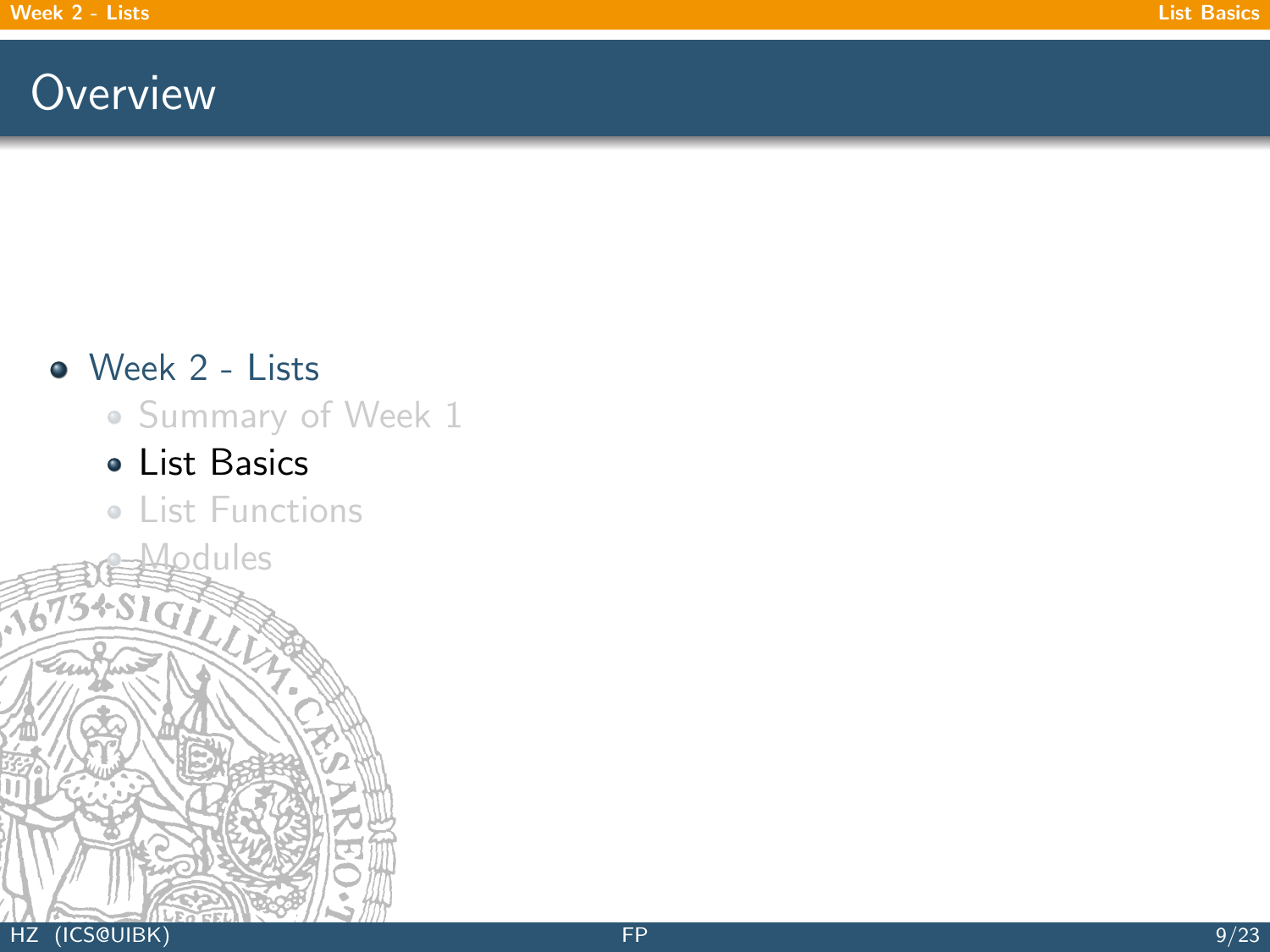# Overview

- Week 2 - Lists
  - Summary of Week 1
  - List Basics
  - List Functions
  - Modules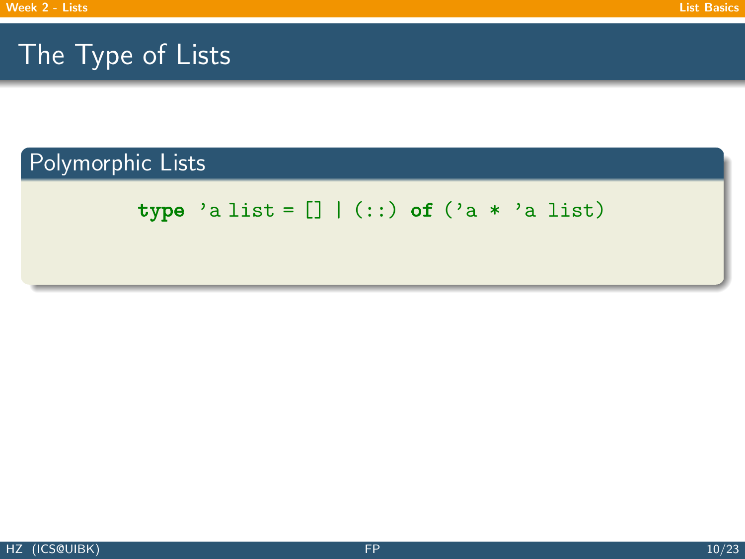# The Type of Lists

## Polymorphic Lists

```
type 'a list = [] | (::) of ('a * 'a list)
```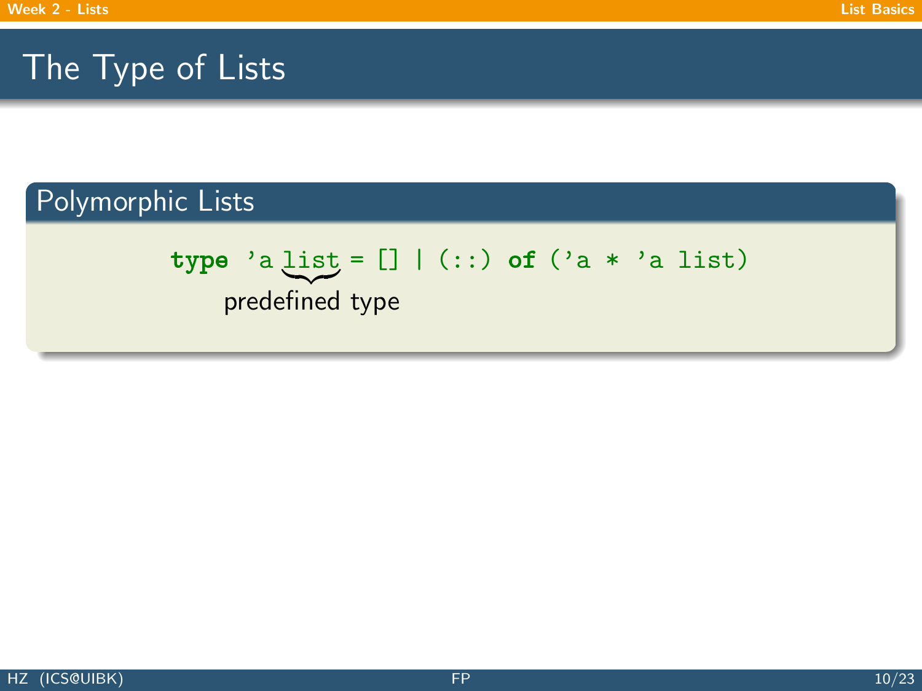# The Type of Lists

## Polymorphic Lists

```
type 'a list = [] | (::) of ('a * 'a list)
```

predefined type (annotating `list`)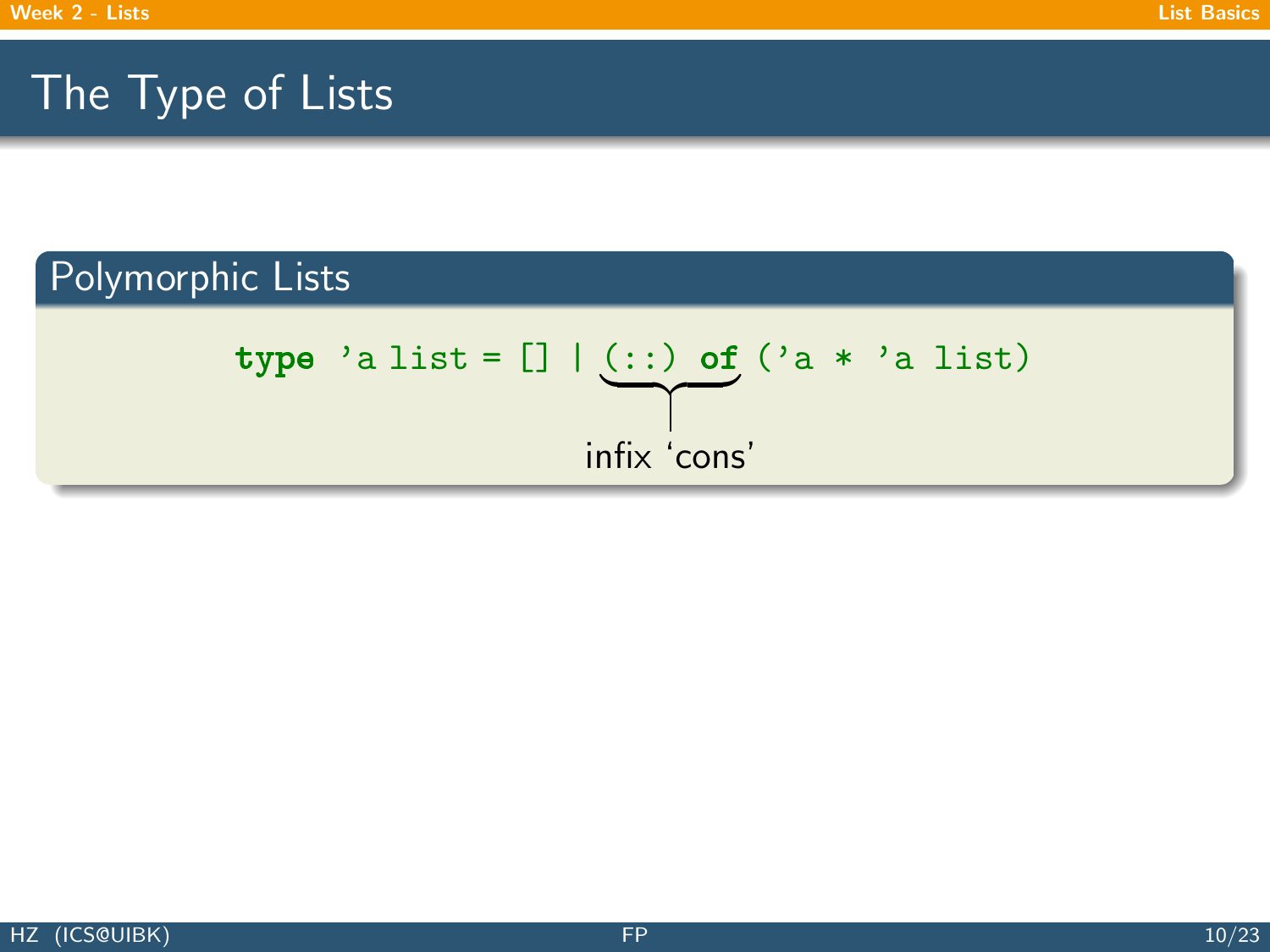# The Type of Lists

## Polymorphic Lists

```
type 'a list = [] | (::) of ('a * 'a list)
```

`(::) of` — infix 'cons'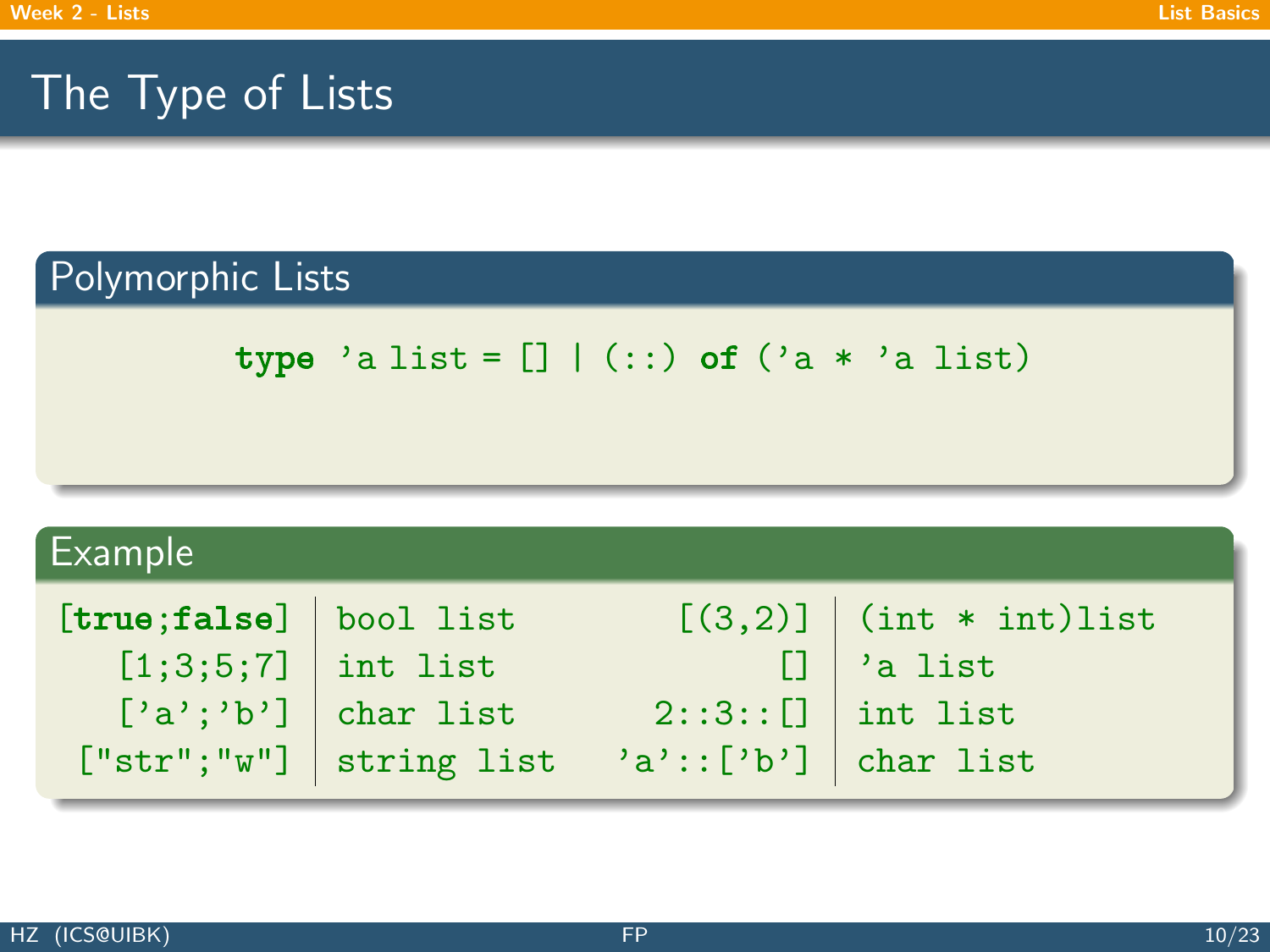# The Type of Lists

## Polymorphic Lists

```
type 'a list = [] | (::) of ('a * 'a list)
```

## Example

| | | | |
|---|---|---|---|
| `[true;false]` | `bool list` | `[(3,2)]` | `(int * int)list` |
| `[1;3;5;7]` | `int list` | `[]` | `'a list` |
| `['a';'b']` | `char list` | `2::3::[]` | `int list` |
| `["str";"w"]` | `string list` | `'a'::['b']` | `char list` |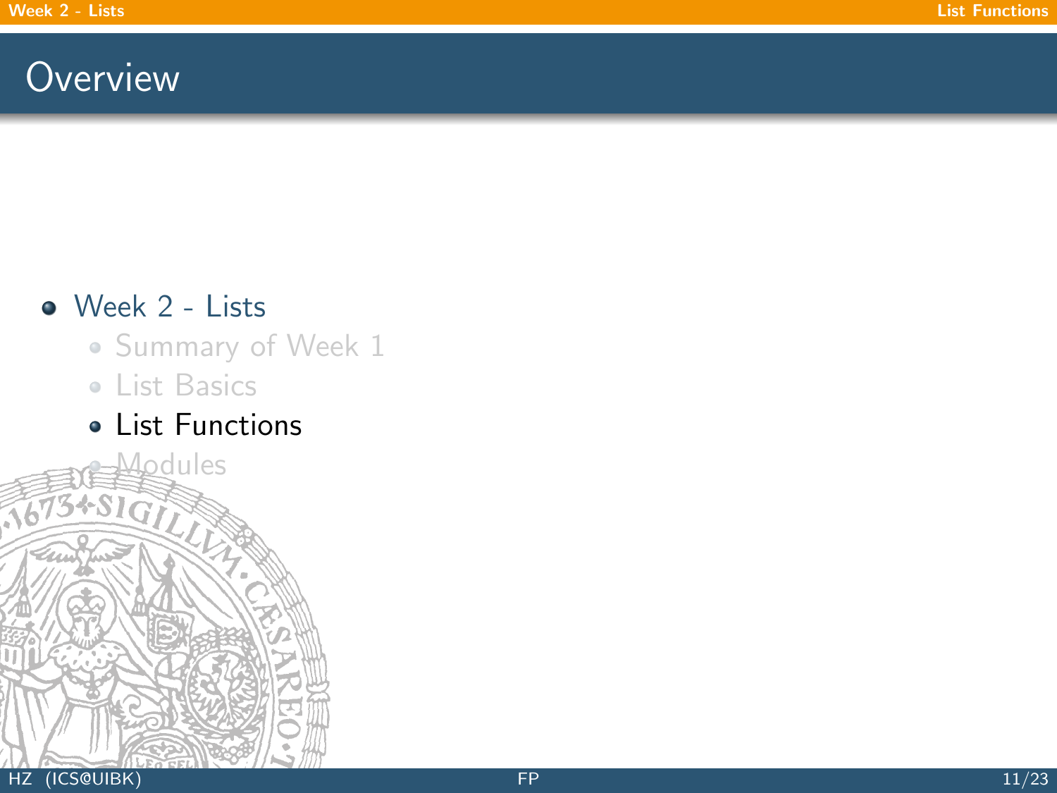# Overview

- Week 2 - Lists
  - Summary of Week 1
  - List Basics
  - List Functions
  - Modules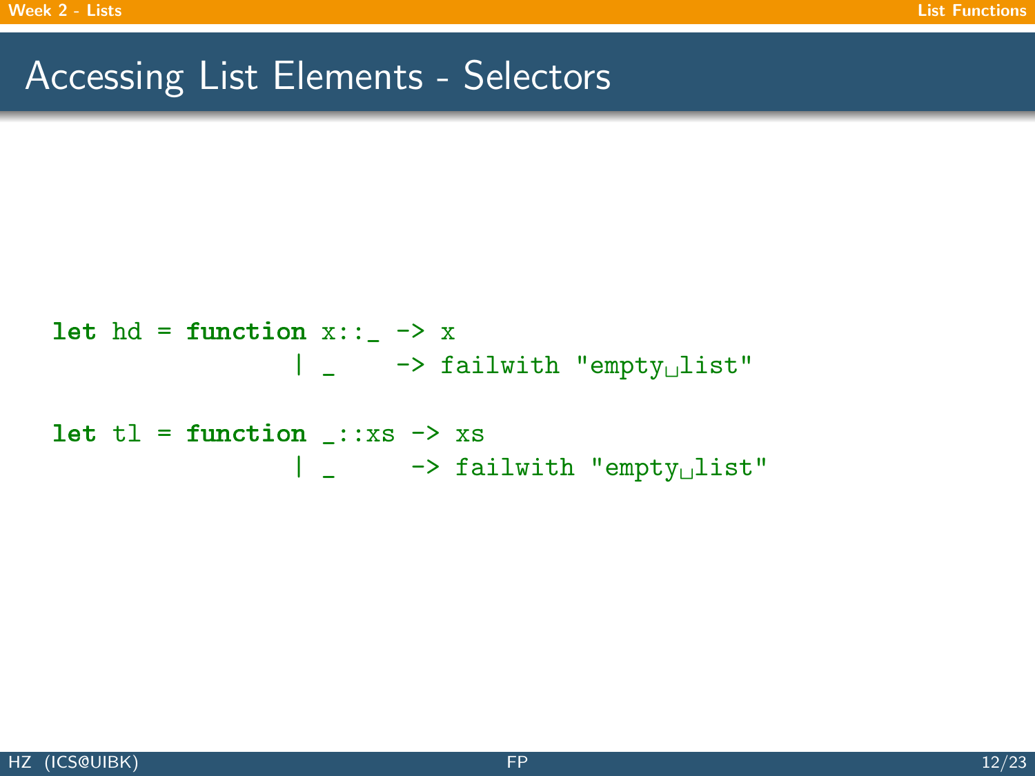# Accessing List Elements - Selectors

```
let hd = function x::_ -> x
                | _    -> failwith "empty list"

let tl = function _::xs -> xs
                | _     -> failwith "empty list"
```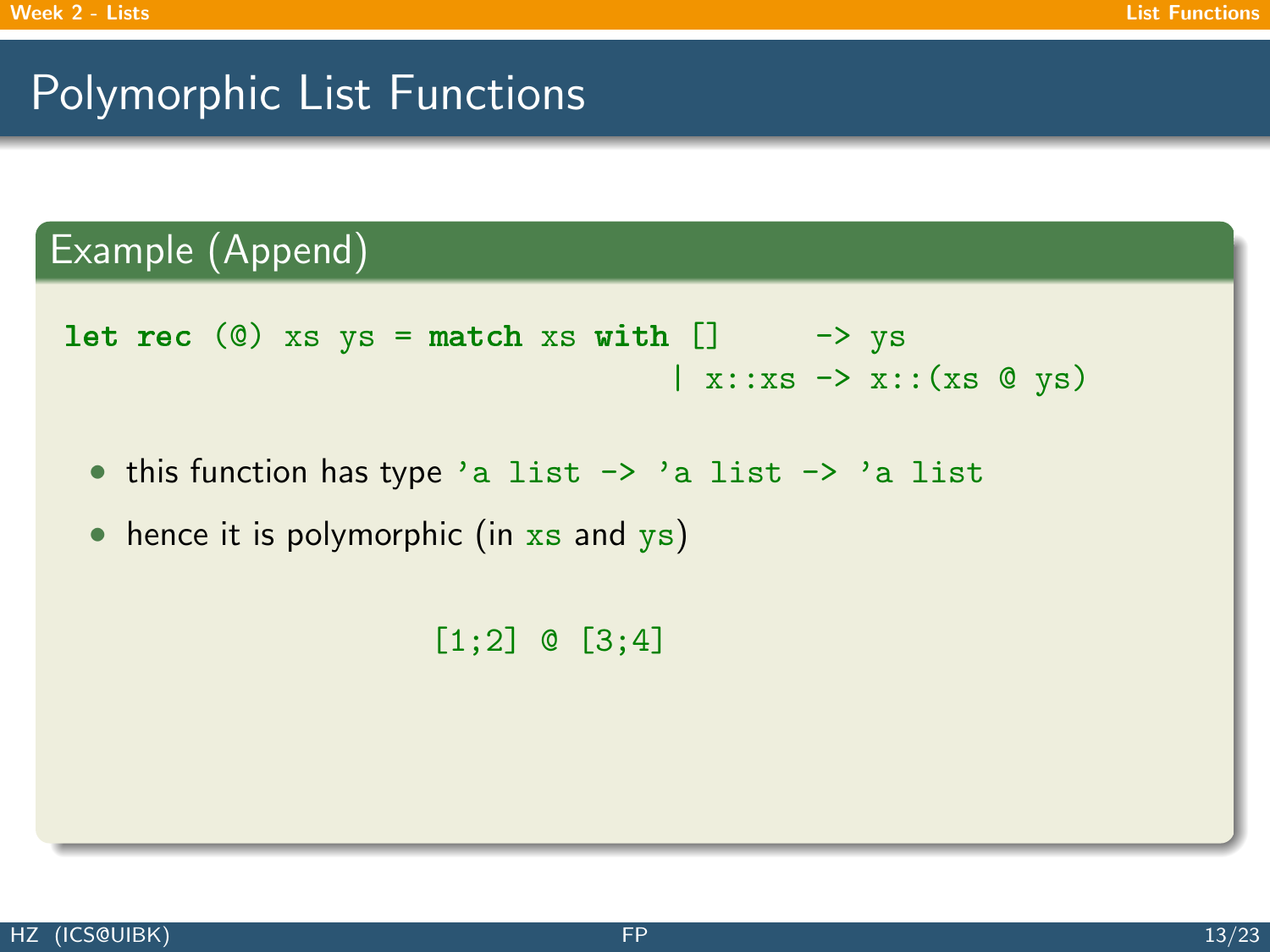# Polymorphic List Functions

## Example (Append)

```
let rec (@) xs ys = match xs with []     -> ys
                                | x::xs -> x::(xs @ ys)
```

- this function has type `'a list -> 'a list -> 'a list`
- hence it is polymorphic (in `xs` and `ys`)

```
[1;2] @ [3;4]
```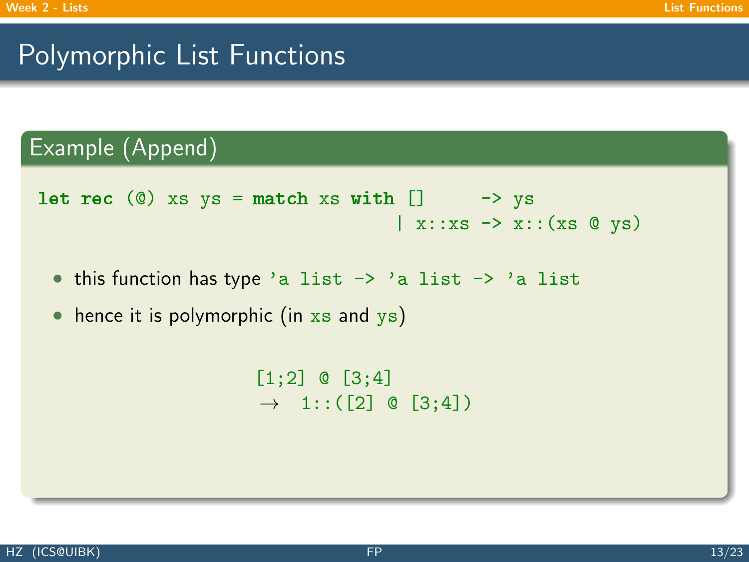# Polymorphic List Functions

## Example (Append)

```
let rec (@) xs ys = match xs with []     -> ys
                                | x::xs -> x::(xs @ ys)
```

- this function has type `'a list -> 'a list -> 'a list`
- hence it is polymorphic (in `xs` and `ys`)

```
[1;2] @ [3;4]
→  1::([2] @ [3;4])
```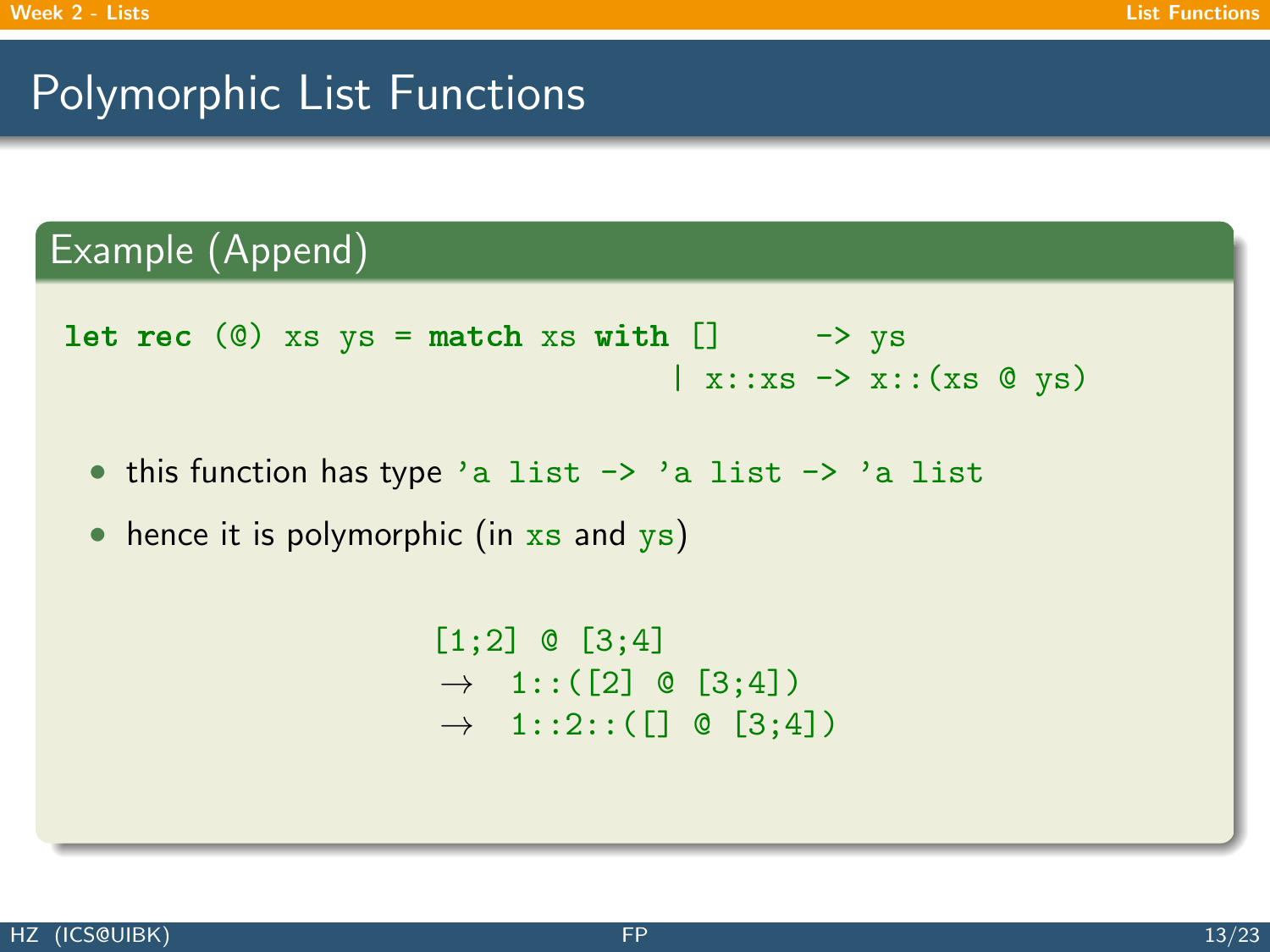# Polymorphic List Functions

## Example (Append)

```
let rec (@) xs ys = match xs with []     -> ys
                                | x::xs -> x::(xs @ ys)
```

- this function has type `'a list -> 'a list -> 'a list`
- hence it is polymorphic (in `xs` and `ys`)

```
[1;2] @ [3;4]
→  1::([2] @ [3;4])
→  1::2::([] @ [3;4])
```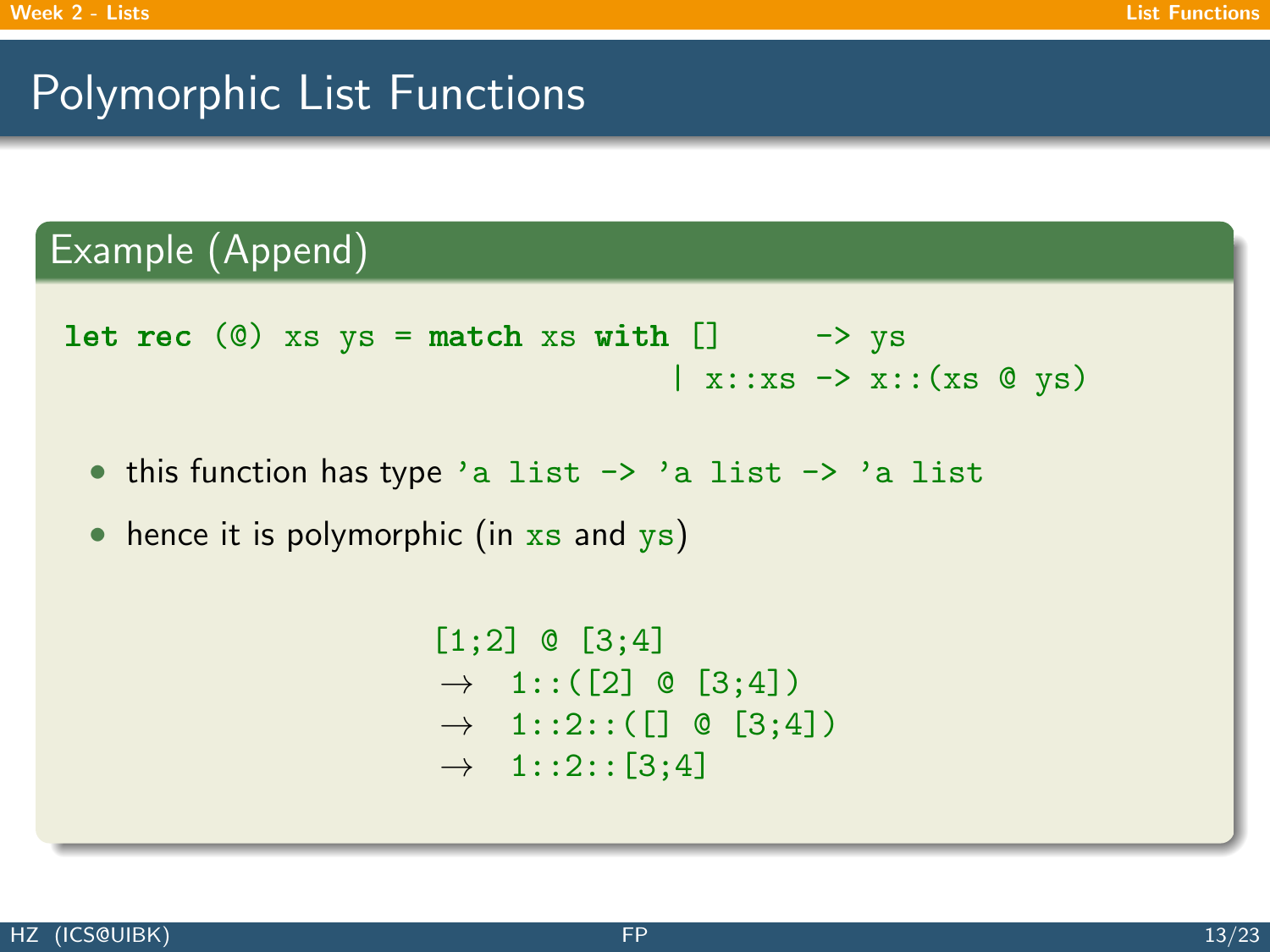# Polymorphic List Functions

## Example (Append)

```
let rec (@) xs ys = match xs with []     -> ys
                                | x::xs -> x::(xs @ ys)
```

- this function has type `'a list -> 'a list -> 'a list`
- hence it is polymorphic (in `xs` and `ys`)

```
[1;2] @ [3;4]
→  1::([2] @ [3;4])
→  1::2::([] @ [3;4])
→  1::2::[3;4]
```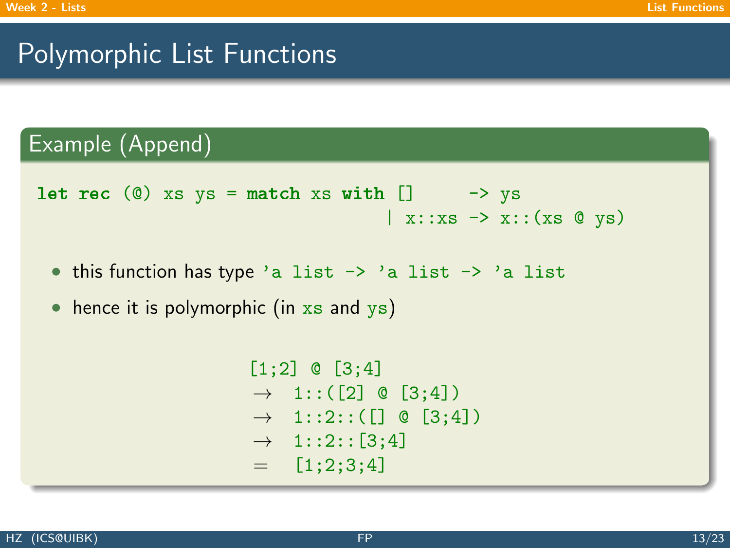# Polymorphic List Functions

## Example (Append)

```
let rec (@) xs ys = match xs with []     -> ys
                                | x::xs -> x::(xs @ ys)
```

- this function has type `'a list -> 'a list -> 'a list`
- hence it is polymorphic (in `xs` and `ys`)

```
[1;2] @ [3;4]
→  1::([2] @ [3;4])
→  1::2::([] @ [3;4])
→  1::2::[3;4]
=  [1;2;3;4]
```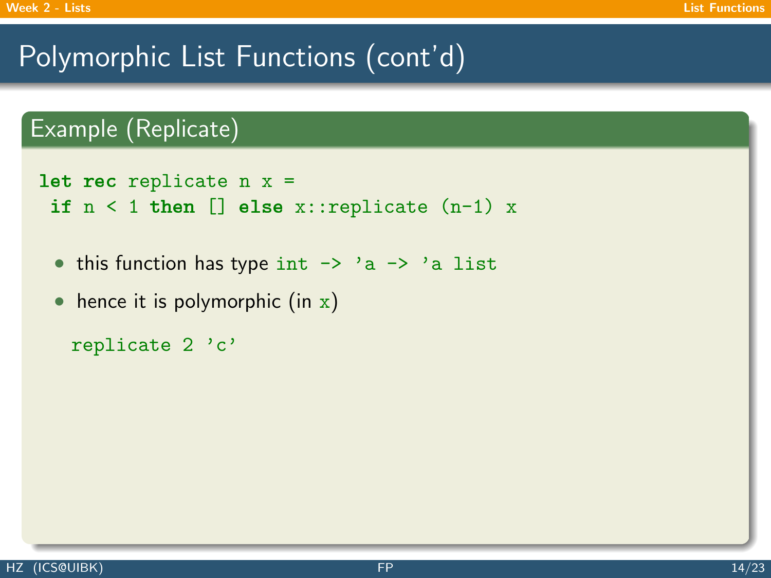# Polymorphic List Functions (cont'd)

## Example (Replicate)

```
let rec replicate n x =
 if n < 1 then [] else x::replicate (n-1) x
```

- this function has type `int -> 'a -> 'a list`
- hence it is polymorphic (in `x`)

```
replicate 2 'c'
```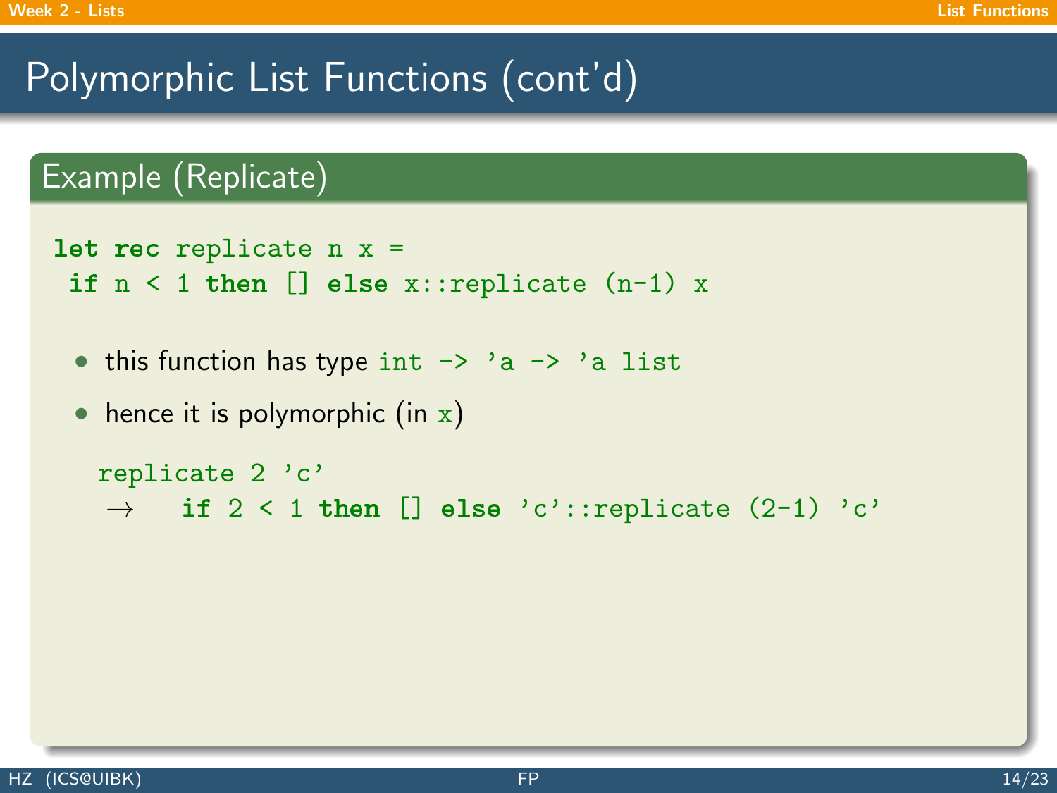# Polymorphic List Functions (cont'd)

## Example (Replicate)

```
let rec replicate n x =
 if n < 1 then [] else x::replicate (n-1) x
```

- this function has type `int -> 'a -> 'a list`
- hence it is polymorphic (in `x`)

```
replicate 2 'c'
→   if 2 < 1 then [] else 'c'::replicate (2-1) 'c'
```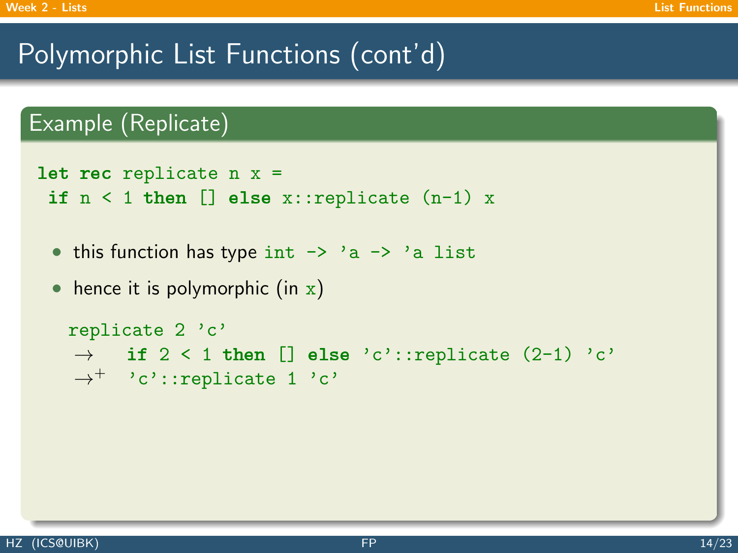# Polymorphic List Functions (cont'd)

## Example (Replicate)

```
let rec replicate n x =
 if n < 1 then [] else x::replicate (n-1) x
```

- this function has type `int -> 'a -> 'a list`
- hence it is polymorphic (in `x`)

```
replicate 2 'c'
→    if 2 < 1 then [] else 'c'::replicate (2-1) 'c'
→+   'c'::replicate 1 'c'
```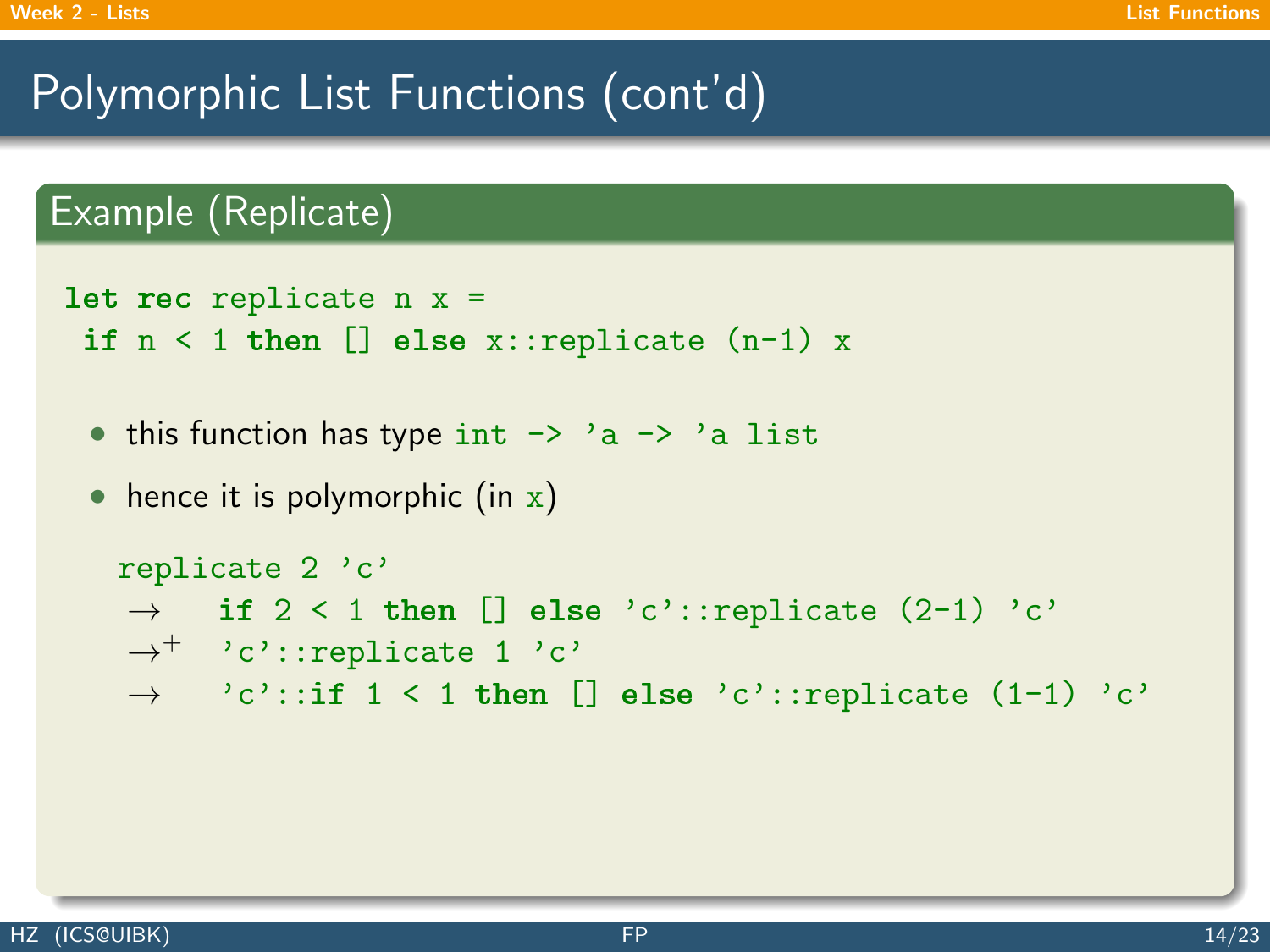# Polymorphic List Functions (cont'd)

## Example (Replicate)

```
let rec replicate n x =
 if n < 1 then [] else x::replicate (n-1) x
```

- this function has type `int -> 'a -> 'a list`
- hence it is polymorphic (in `x`)

```
replicate 2 'c'
→    if 2 < 1 then [] else 'c'::replicate (2-1) 'c'
→+   'c'::replicate 1 'c'
→    'c'::if 1 < 1 then [] else 'c'::replicate (1-1) 'c'
```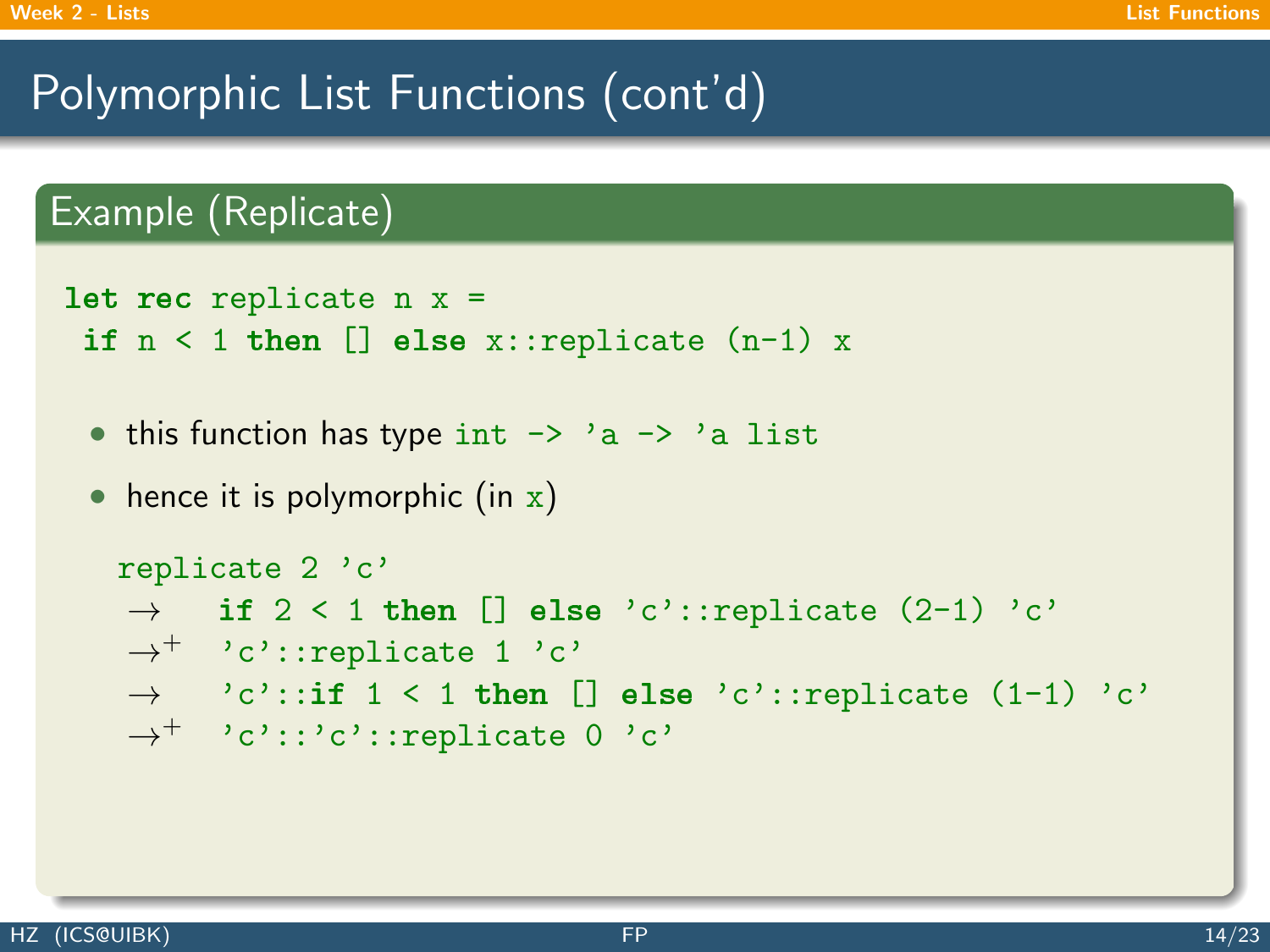# Polymorphic List Functions (cont'd)

## Example (Replicate)

```
let rec replicate n x =
 if n < 1 then [] else x::replicate (n-1) x
```

- this function has type `int -> 'a -> 'a list`
- hence it is polymorphic (in `x`)

```
replicate 2 'c'
→    if 2 < 1 then [] else 'c'::replicate (2-1) 'c'
→⁺   'c'::replicate 1 'c'
→    'c'::if 1 < 1 then [] else 'c'::replicate (1-1) 'c'
→⁺   'c'::'c'::replicate 0 'c'
```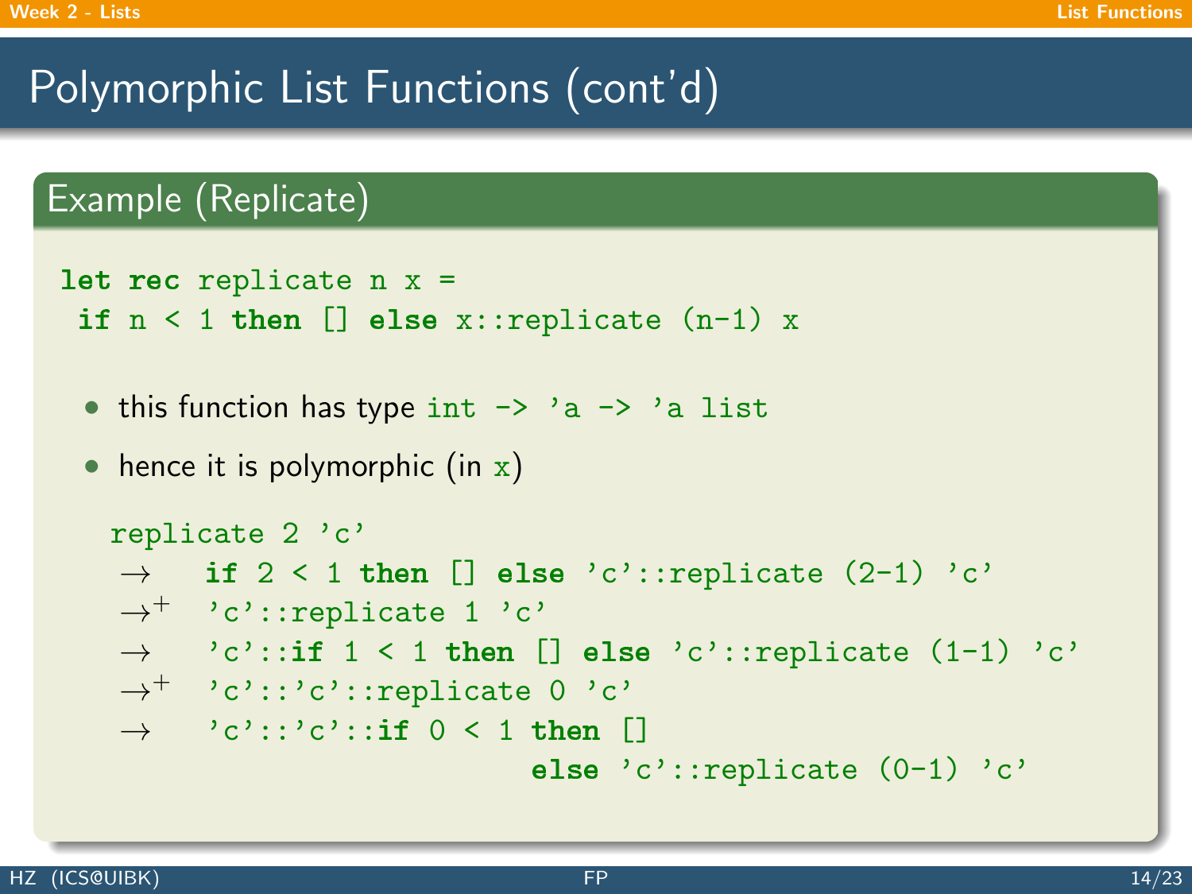# Polymorphic List Functions (cont'd)

## Example (Replicate)

```
let rec replicate n x =
 if n < 1 then [] else x::replicate (n-1) x
```

- this function has type `int -> 'a -> 'a list`
- hence it is polymorphic (in `x`)

```
replicate 2 'c'
→   if 2 < 1 then [] else 'c'::replicate (2-1) 'c'
→+  'c'::replicate 1 'c'
→   'c'::if 1 < 1 then [] else 'c'::replicate (1-1) 'c'
→+  'c'::'c'::replicate 0 'c'
→   'c'::'c'::if 0 < 1 then []
                        else 'c'::replicate (0-1) 'c'
```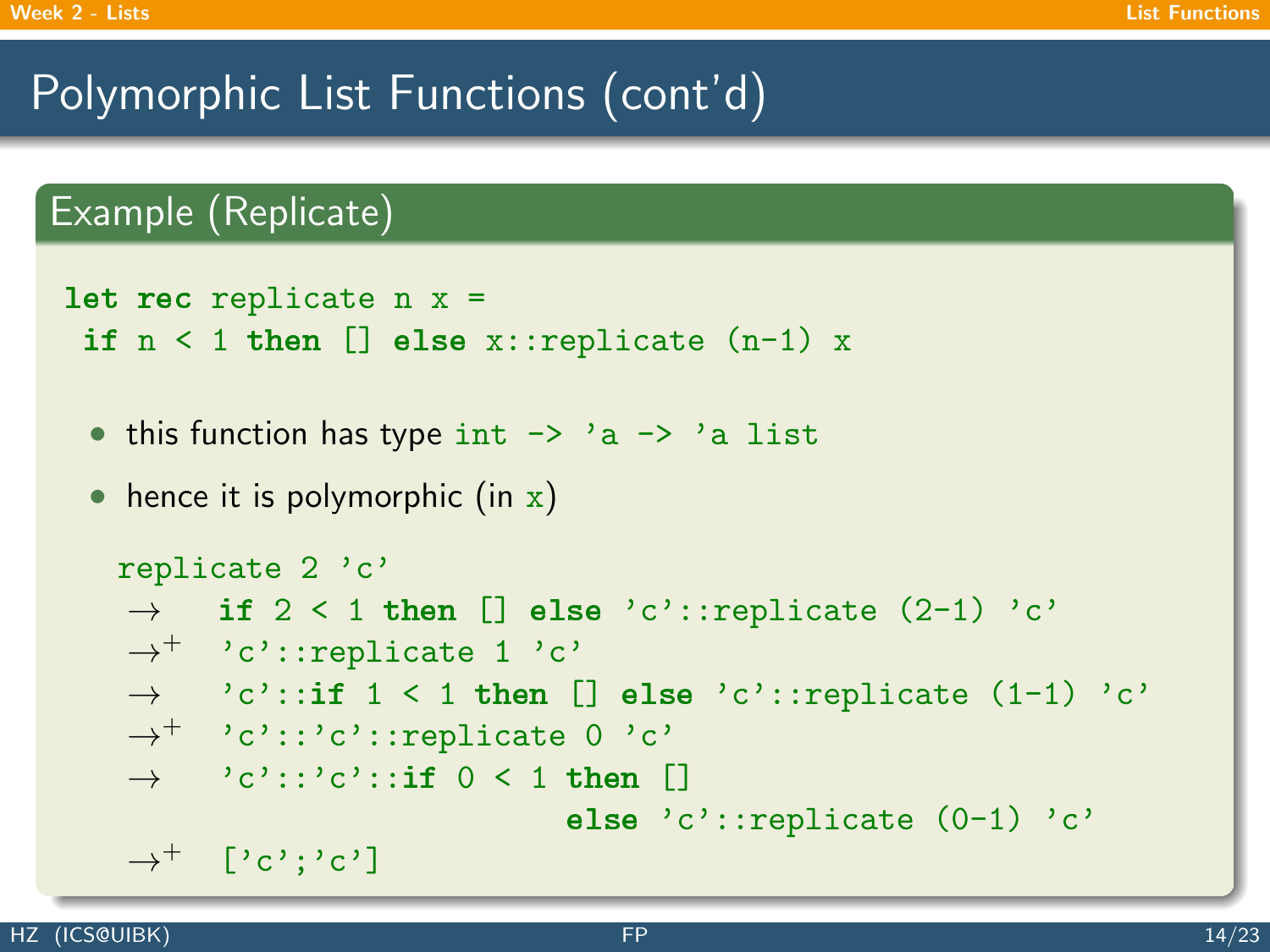# Polymorphic List Functions (cont'd)

## Example (Replicate)

```
let rec replicate n x =
 if n < 1 then [] else x::replicate (n-1) x
```

- this function has type `int -> 'a -> 'a list`
- hence it is polymorphic (in `x`)

```
replicate 2 'c'
→   if 2 < 1 then [] else 'c'::replicate (2-1) 'c'
→+  'c'::replicate 1 'c'
→   'c'::if 1 < 1 then [] else 'c'::replicate (1-1) 'c'
→+  'c'::'c'::replicate 0 'c'
→   'c'::'c'::if 0 < 1 then []
                        else 'c'::replicate (0-1) 'c'
→+  ['c';'c']
```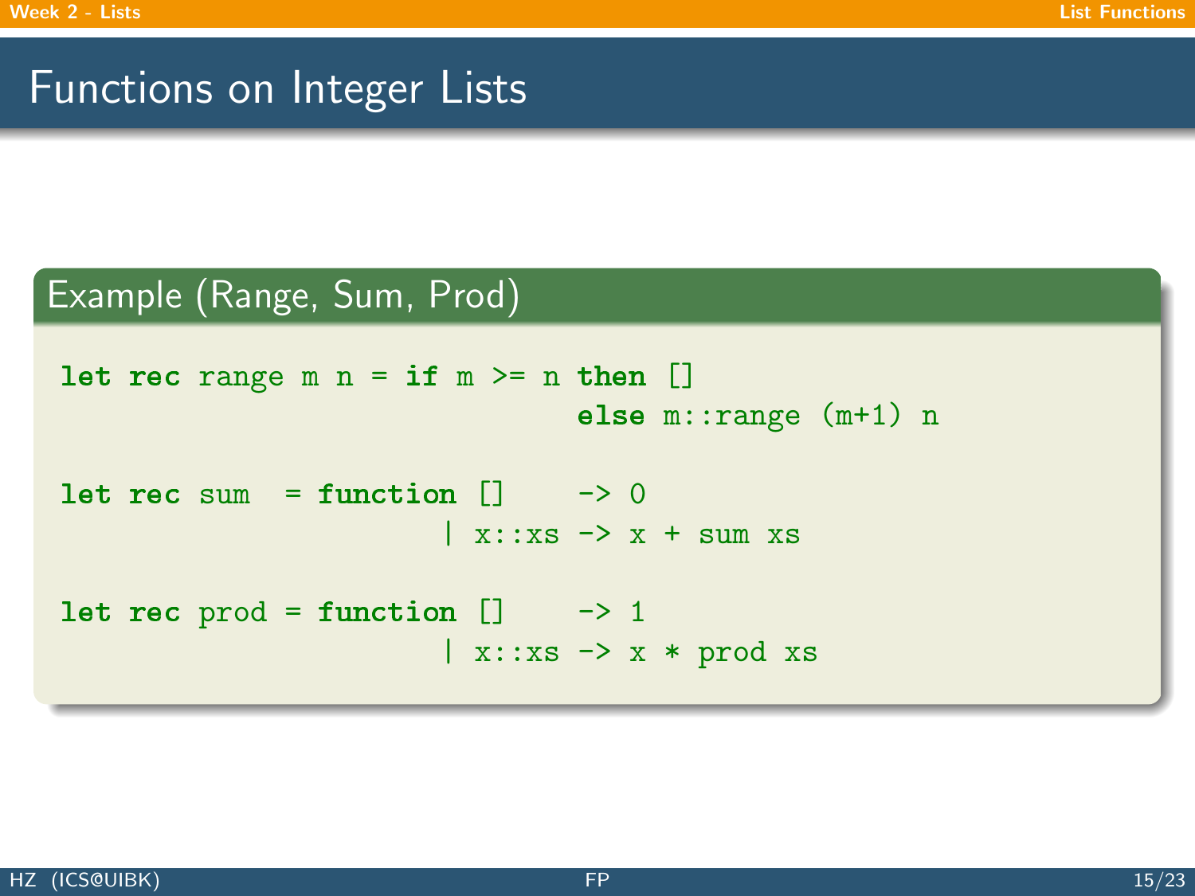# Functions on Integer Lists

## Example (Range, Sum, Prod)

```
let rec range m n = if m >= n then []
                              else m::range (m+1) n

let rec sum  = function []    -> 0
                      | x::xs -> x + sum xs

let rec prod = function []    -> 1
                      | x::xs -> x * prod xs
```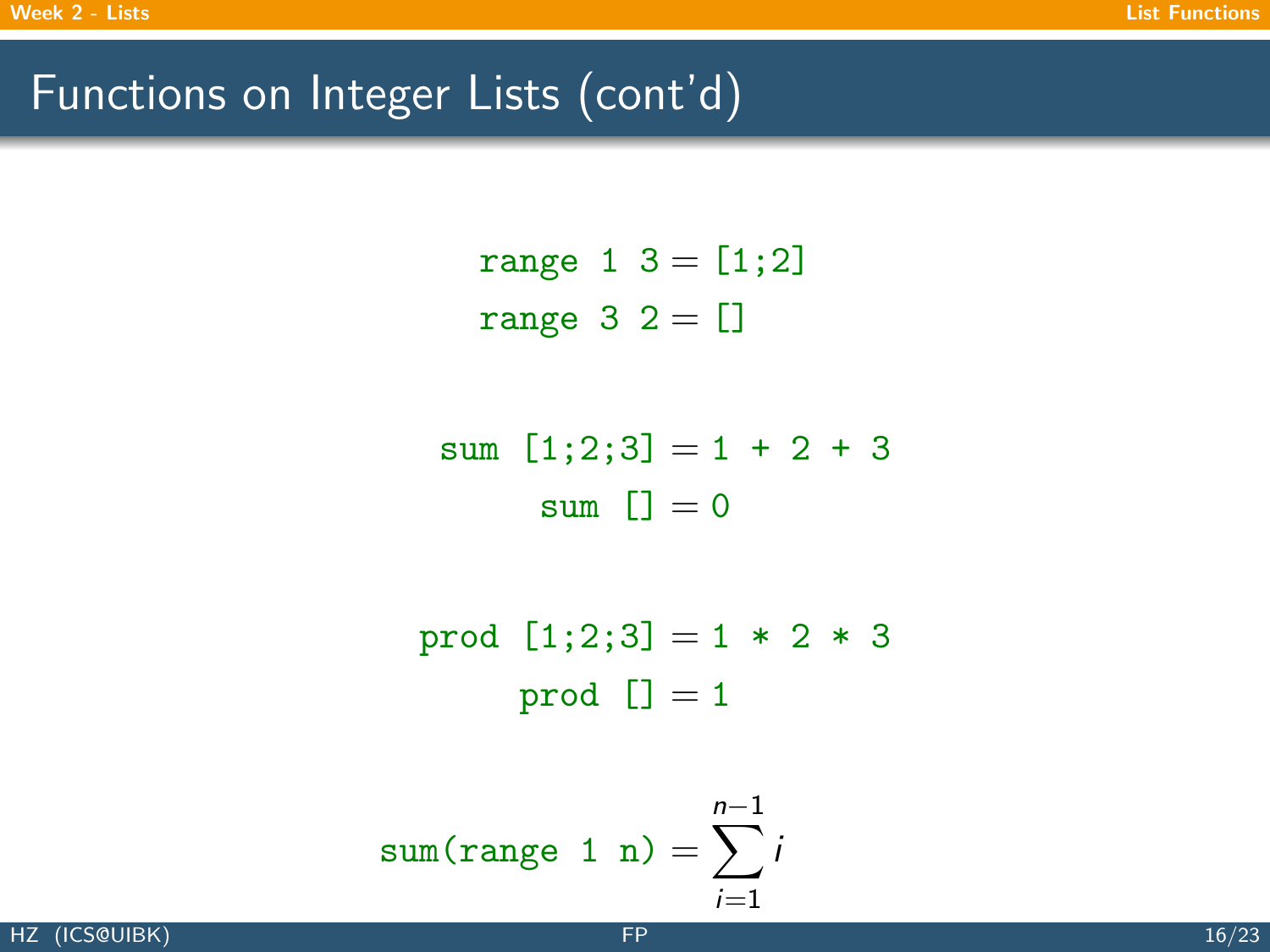# Functions on Integer Lists (cont'd)

```
range 1 3 = [1;2]
range 3 2 = []
```

```
sum [1;2;3] = 1 + 2 + 3
     sum [] = 0
```

```
prod [1;2;3] = 1 * 2 * 3
     prod [] = 1
```

$$\texttt{sum(range 1 n)} = \sum_{i=1}^{n-1} i$$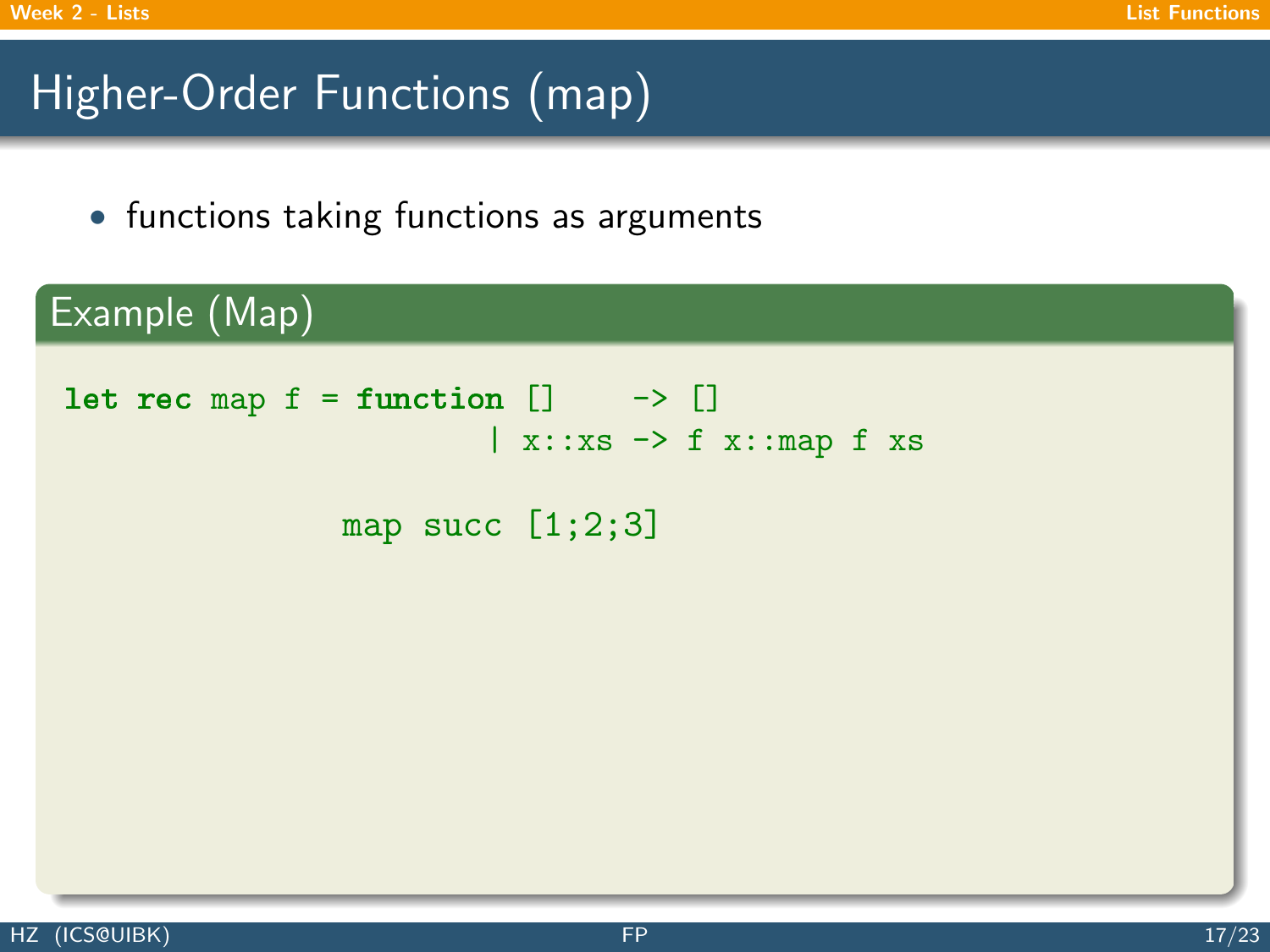# Higher-Order Functions (map)

- functions taking functions as arguments

## Example (Map)

```
let rec map f = function []     -> []
                       | x::xs -> f x::map f xs

          map succ [1;2;3]
```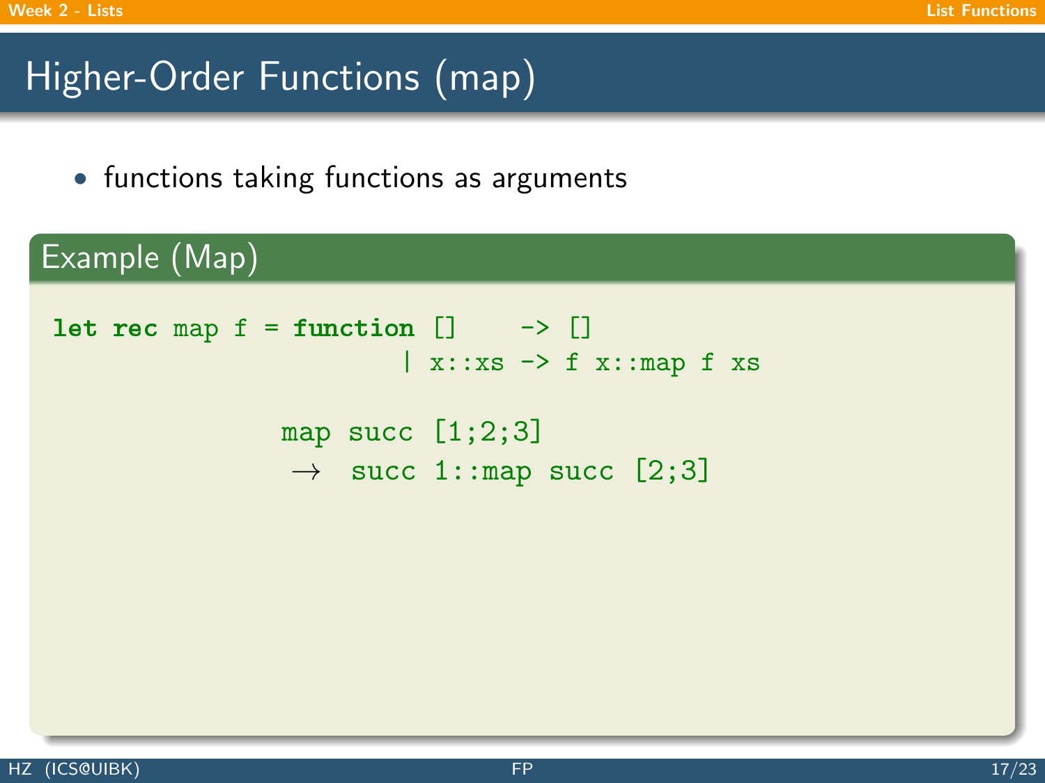# Higher-Order Functions (map)

- functions taking functions as arguments

## Example (Map)

```
let rec map f = function []     -> []
                       | x::xs -> f x::map f xs
```

```
map succ [1;2;3]
 →  succ 1::map succ [2;3]
```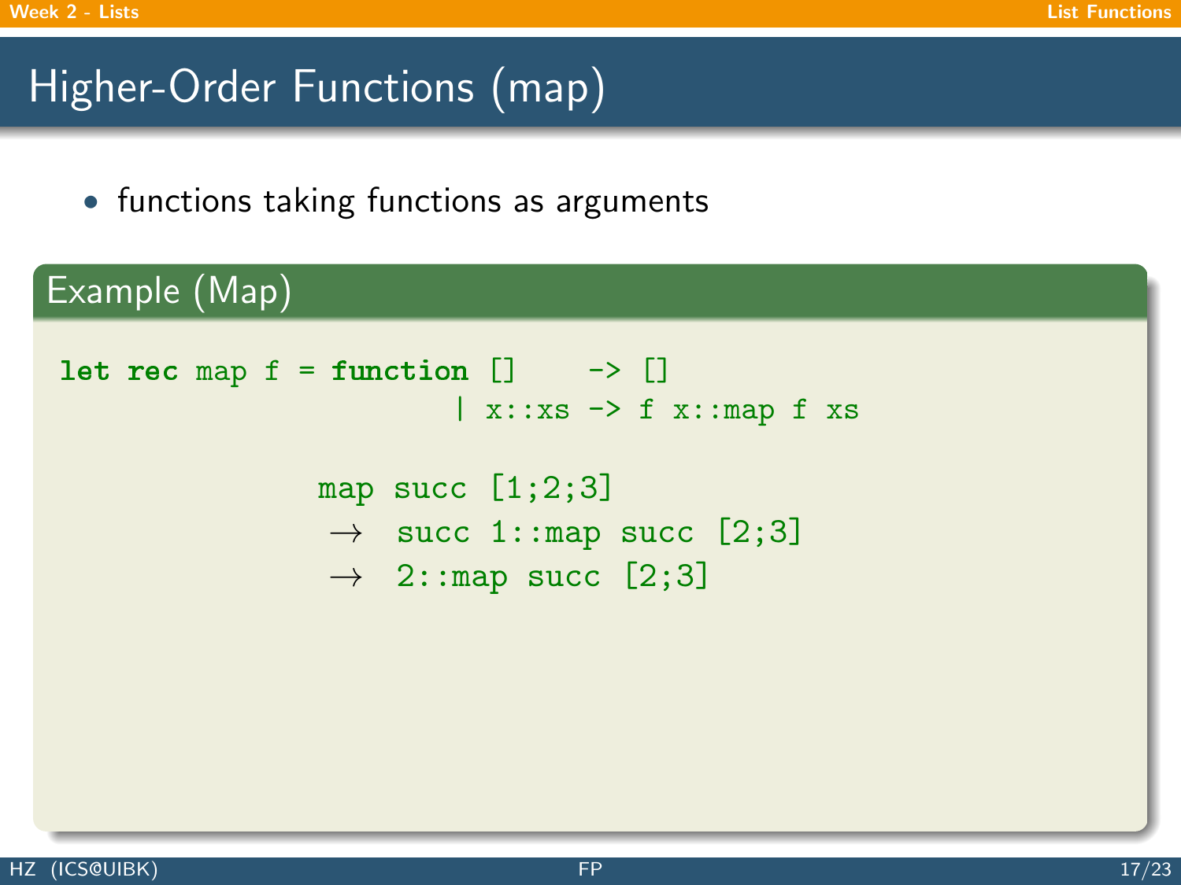# Higher-Order Functions (map)

- functions taking functions as arguments

### Example (Map)

```
let rec map f = function []     -> []
                       | x::xs -> f x::map f xs
```

```
map succ [1;2;3]
 →  succ 1::map succ [2;3]
 →  2::map succ [2;3]
```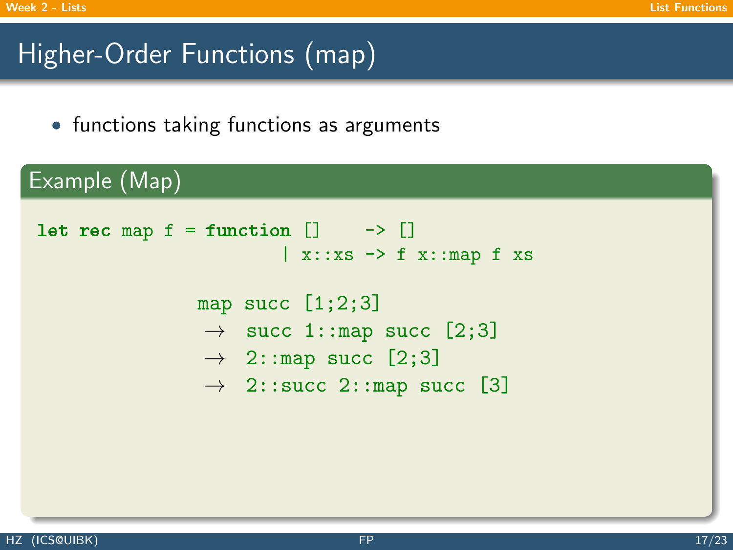# Higher-Order Functions (map)

- functions taking functions as arguments

## Example (Map)

```
let rec map f = function []    -> []
                       | x::xs -> f x::map f xs
```

```
map succ [1;2;3]
 →  succ 1::map succ [2;3]
 →  2::map succ [2;3]
 →  2::succ 2::map succ [3]
```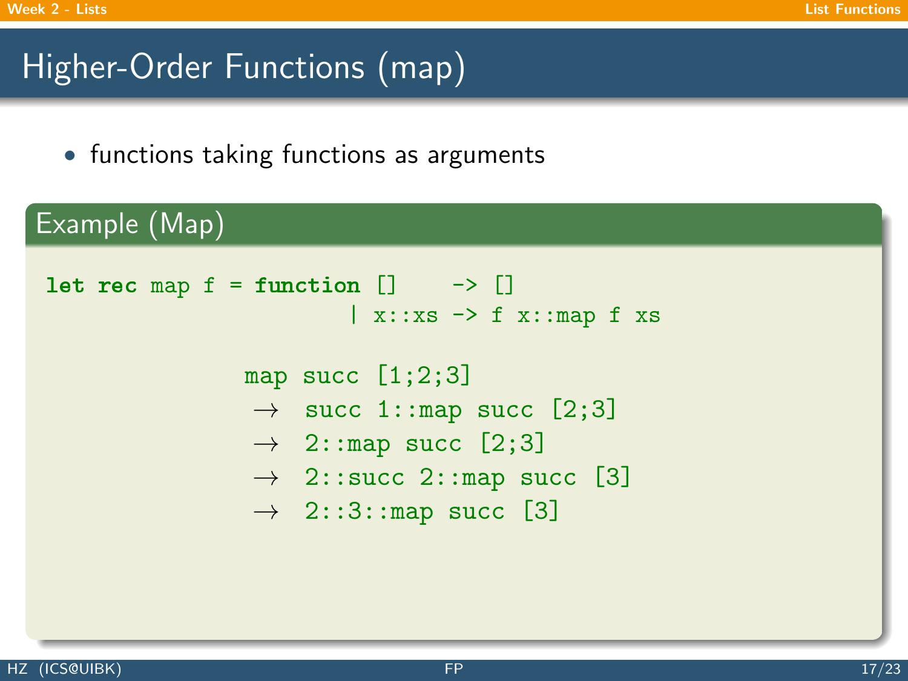# Higher-Order Functions (map)

- functions taking functions as arguments

## Example (Map)

```
let rec map f = function []     -> []
                       | x::xs -> f x::map f xs

               map succ [1;2;3]
                → succ 1::map succ [2;3]
                → 2::map succ [2;3]
                → 2::succ 2::map succ [3]
                → 2::3::map succ [3]
```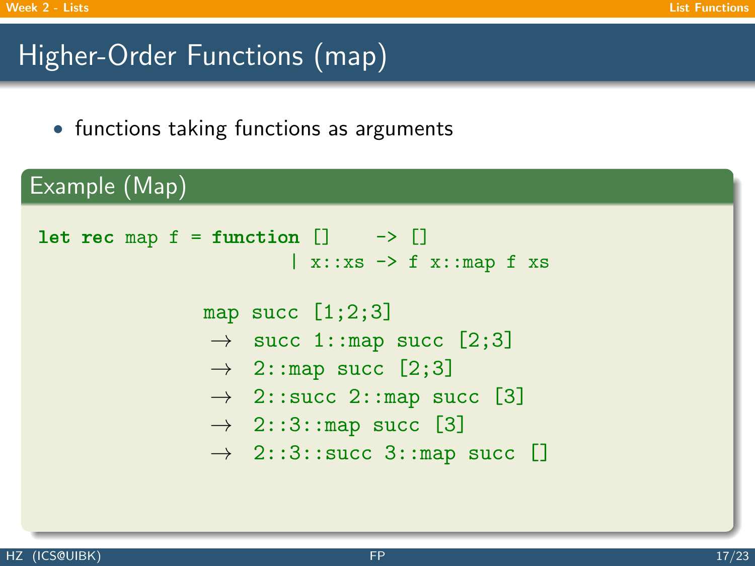# Higher-Order Functions (map)

- functions taking functions as arguments

## Example (Map)

```
let rec map f = function []     -> []
                       | x::xs -> f x::map f xs

             map succ [1;2;3]
              →  succ 1::map succ [2;3]
              →  2::map succ [2;3]
              →  2::succ 2::map succ [3]
              →  2::3::map succ [3]
              →  2::3::succ 3::map succ []
```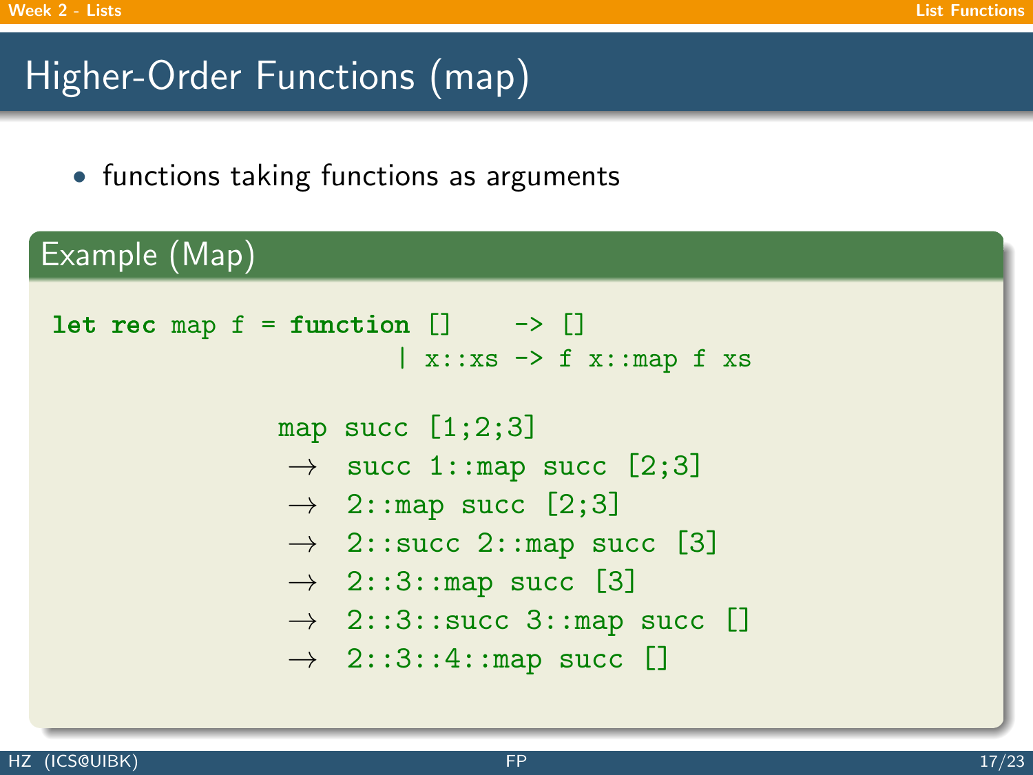# Higher-Order Functions (map)

- functions taking functions as arguments

## Example (Map)

```
let rec map f = function []    -> []
                       | x::xs -> f x::map f xs

              map succ [1;2;3]
               →  succ 1::map succ [2;3]
               →  2::map succ [2;3]
               →  2::succ 2::map succ [3]
               →  2::3::map succ [3]
               →  2::3::succ 3::map succ []
               →  2::3::4::map succ []
```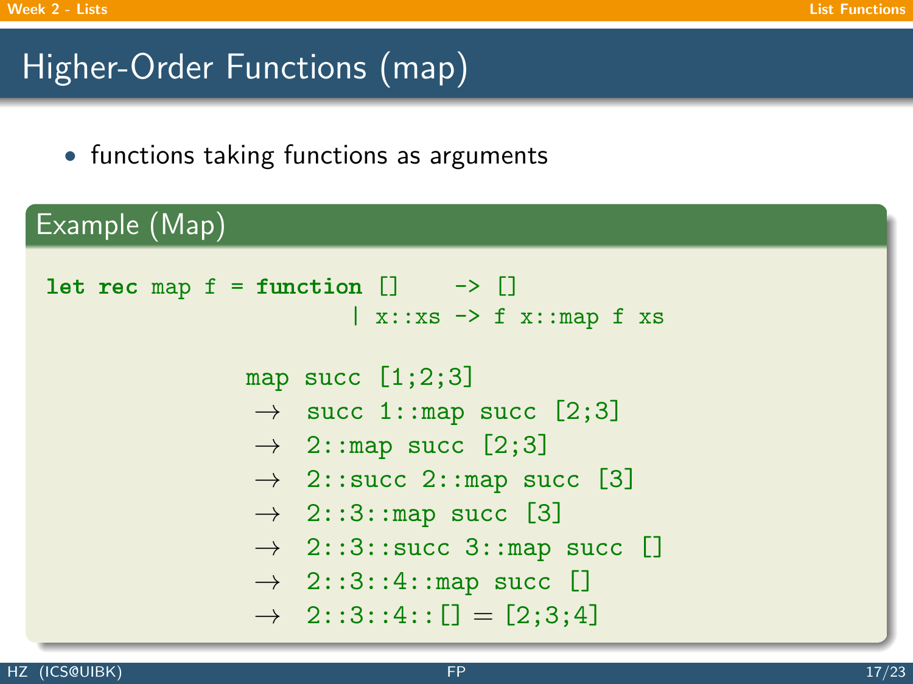# Higher-Order Functions (map)

- functions taking functions as arguments

### Example (Map)

```
let rec map f = function []     -> []
                       | x::xs -> f x::map f xs
```

```
map succ [1;2;3]
 →  succ 1::map succ [2;3]
 →  2::map succ [2;3]
 →  2::succ 2::map succ [3]
 →  2::3::map succ [3]
 →  2::3::succ 3::map succ []
 →  2::3::4::map succ []
 →  2::3::4::[] = [2;3;4]
```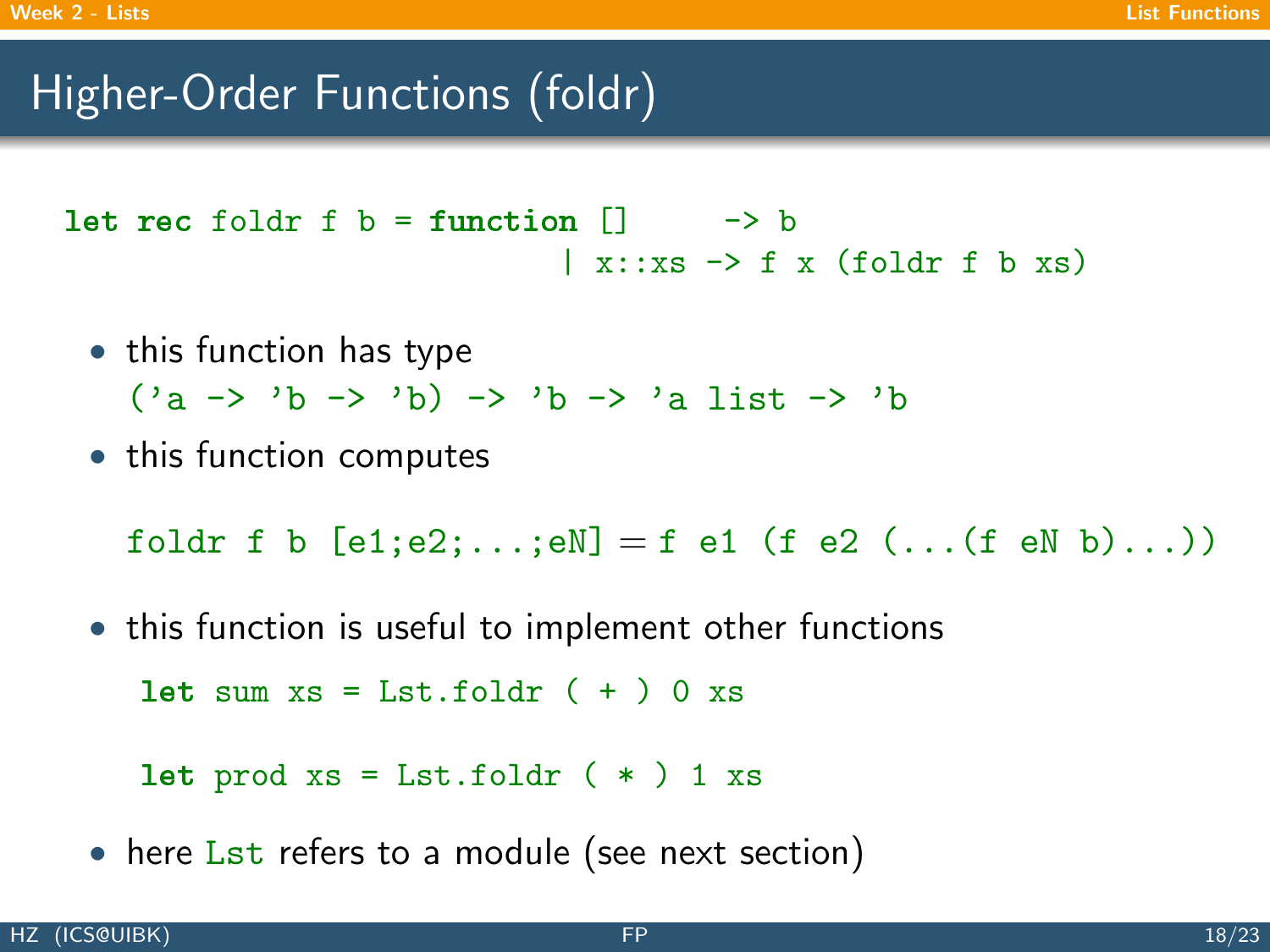# Higher-Order Functions (foldr)

```
let rec foldr f b = function []      -> b
                           | x::xs -> f x (foldr f b xs)
```

- this function has type
  `('a -> 'b -> 'b) -> 'b -> 'a list -> 'b`
- this function computes

  `foldr f b [e1;e2;...;eN]` = `f e1 (f e2 (...(f eN b)...))`

- this function is useful to implement other functions

  ```
  let sum xs = Lst.foldr ( + ) 0 xs

  let prod xs = Lst.foldr ( * ) 1 xs
  ```

- here `Lst` refers to a module (see next section)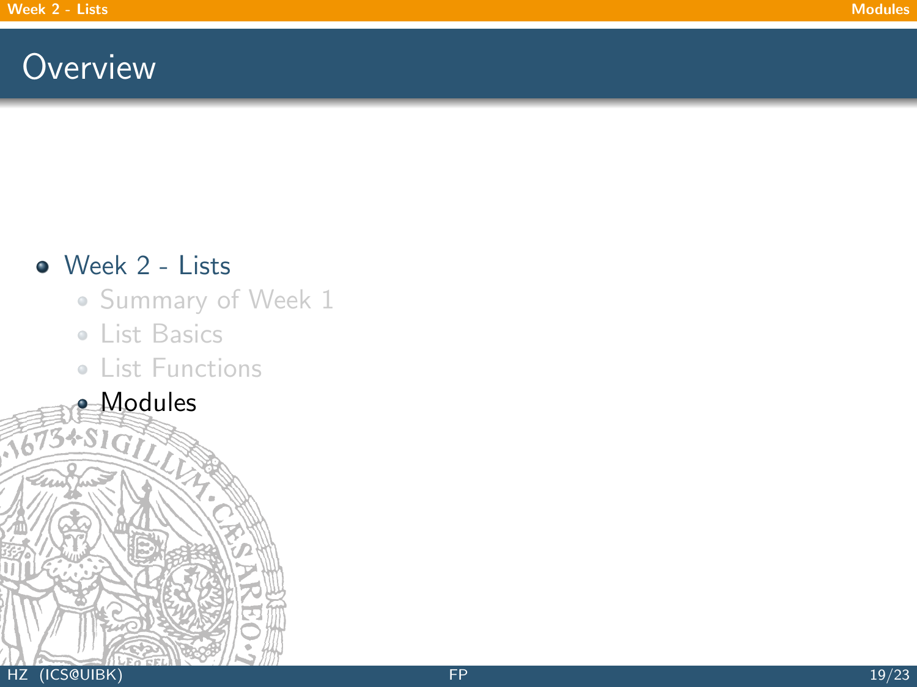# Overview

- Week 2 - Lists
  - Summary of Week 1
  - List Basics
  - List Functions
  - Modules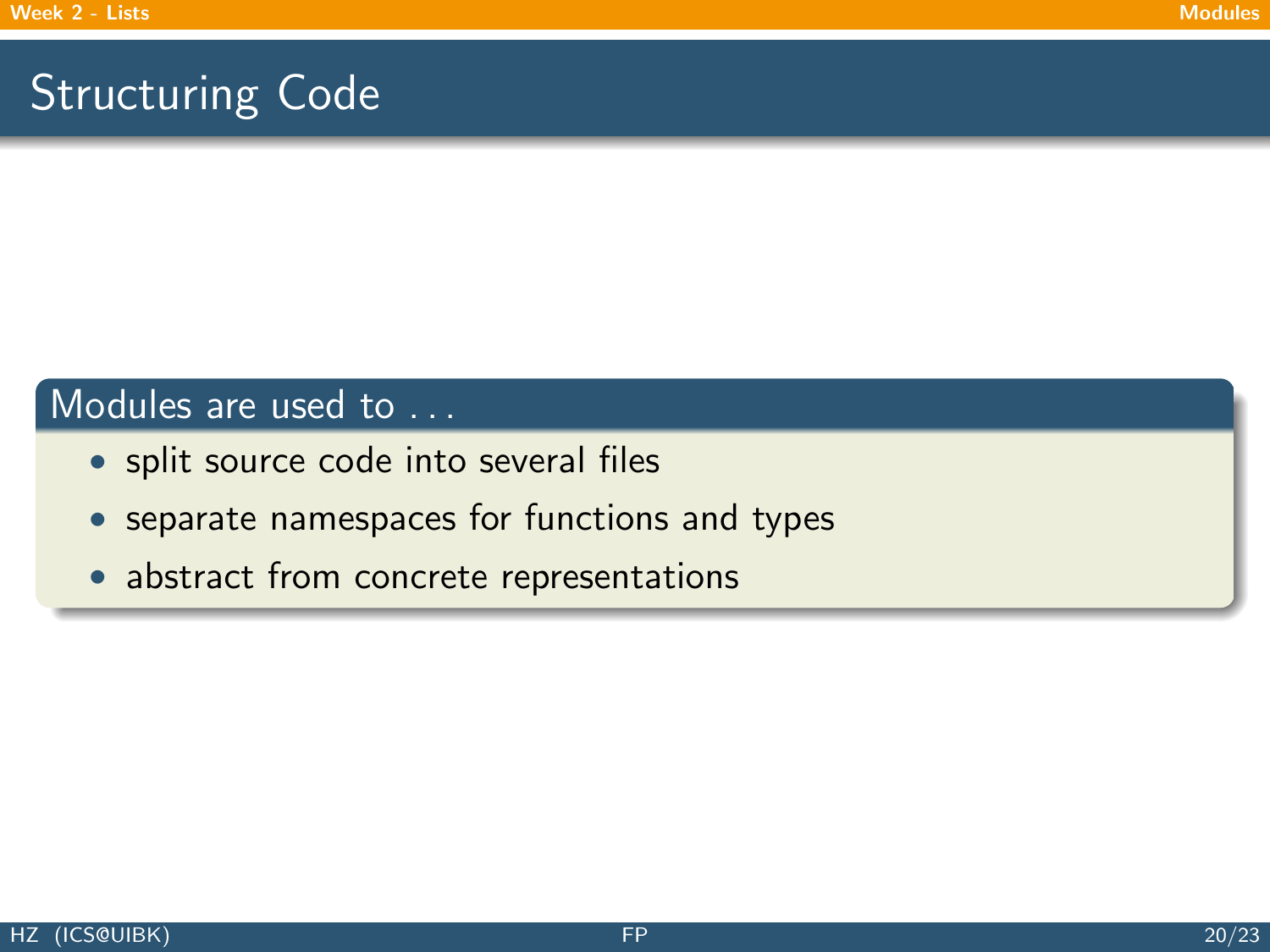# Structuring Code

**Modules are used to . . .**

- split source code into several files
- separate namespaces for functions and types
- abstract from concrete representations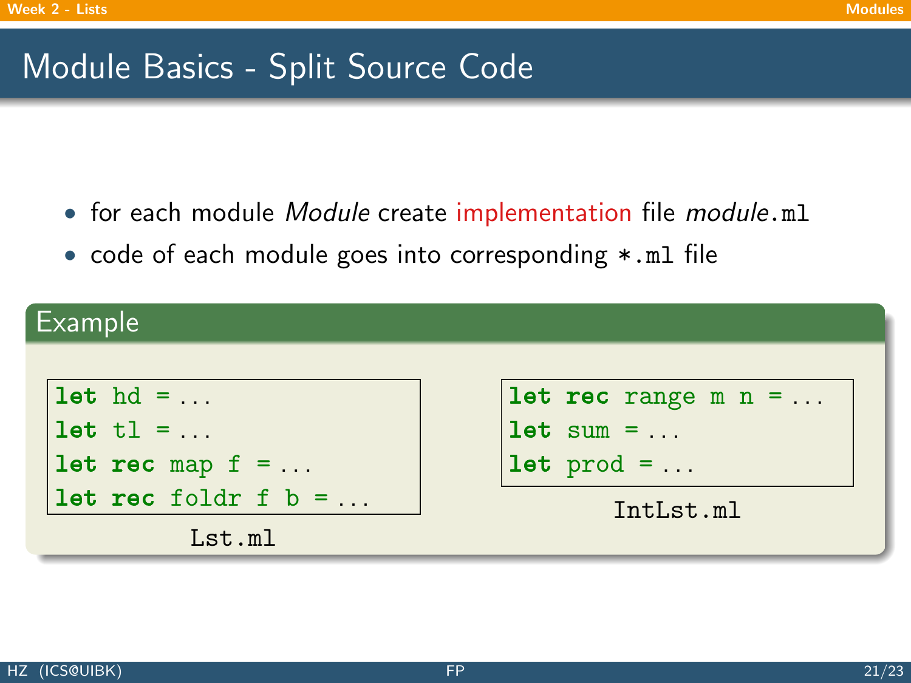# Module Basics - Split Source Code

- for each module *Module* create implementation file *module*`.ml`
- code of each module goes into corresponding `*.ml` file

### Example

```
let hd = ...
let tl = ...
let rec map f = ...
let rec foldr f b = ...
```

`Lst.ml`

```
let rec range m n = ...
let sum = ...
let prod = ...
```

`IntLst.ml`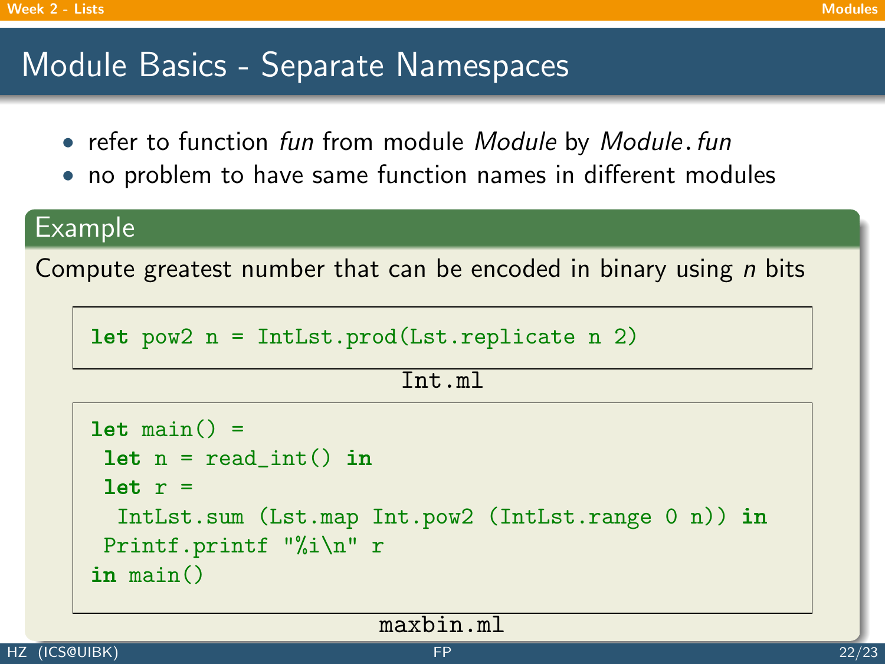# Module Basics - Separate Namespaces

- refer to function *fun* from module *Module* by *Module.fun*
- no problem to have same function names in different modules

## Example

Compute greatest number that can be encoded in binary using *n* bits

```
let pow2 n = IntLst.prod(Lst.replicate n 2)
```

Int.ml

```
let main() =
 let n = read_int() in
 let r =
  IntLst.sum (Lst.map Int.pow2 (IntLst.range 0 n)) in
 Printf.printf "%i\n" r
in main()
```

maxbin.ml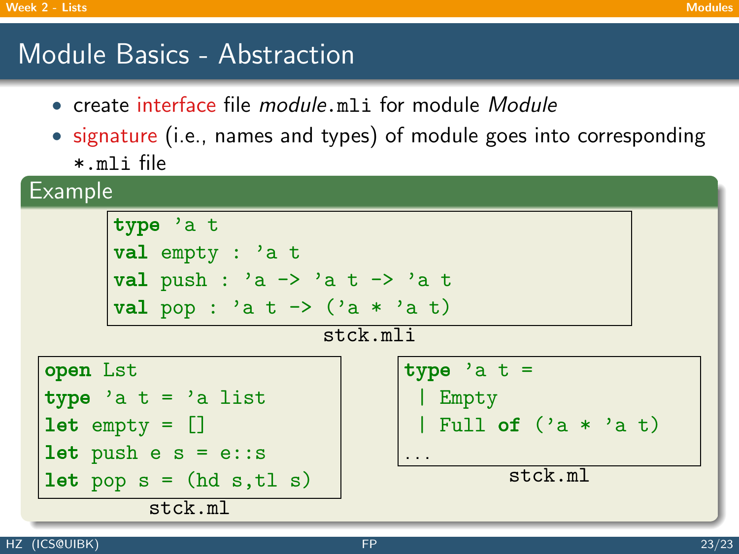# Module Basics - Abstraction

- create interface file *module*.mli for module *Module*
- signature (i.e., names and types) of module goes into corresponding *.mli file

## Example

```
type 'a t
val empty : 'a t
val push : 'a -> 'a t -> 'a t
val pop : 'a t -> ('a * 'a t)
```

stck.mli

```
open Lst
type 'a t = 'a list
let empty = []
let push e s = e::s
let pop s = (hd s,tl s)
```

stck.ml

```
type 'a t =
  | Empty
  | Full of ('a * 'a t)
...
```

stck.ml